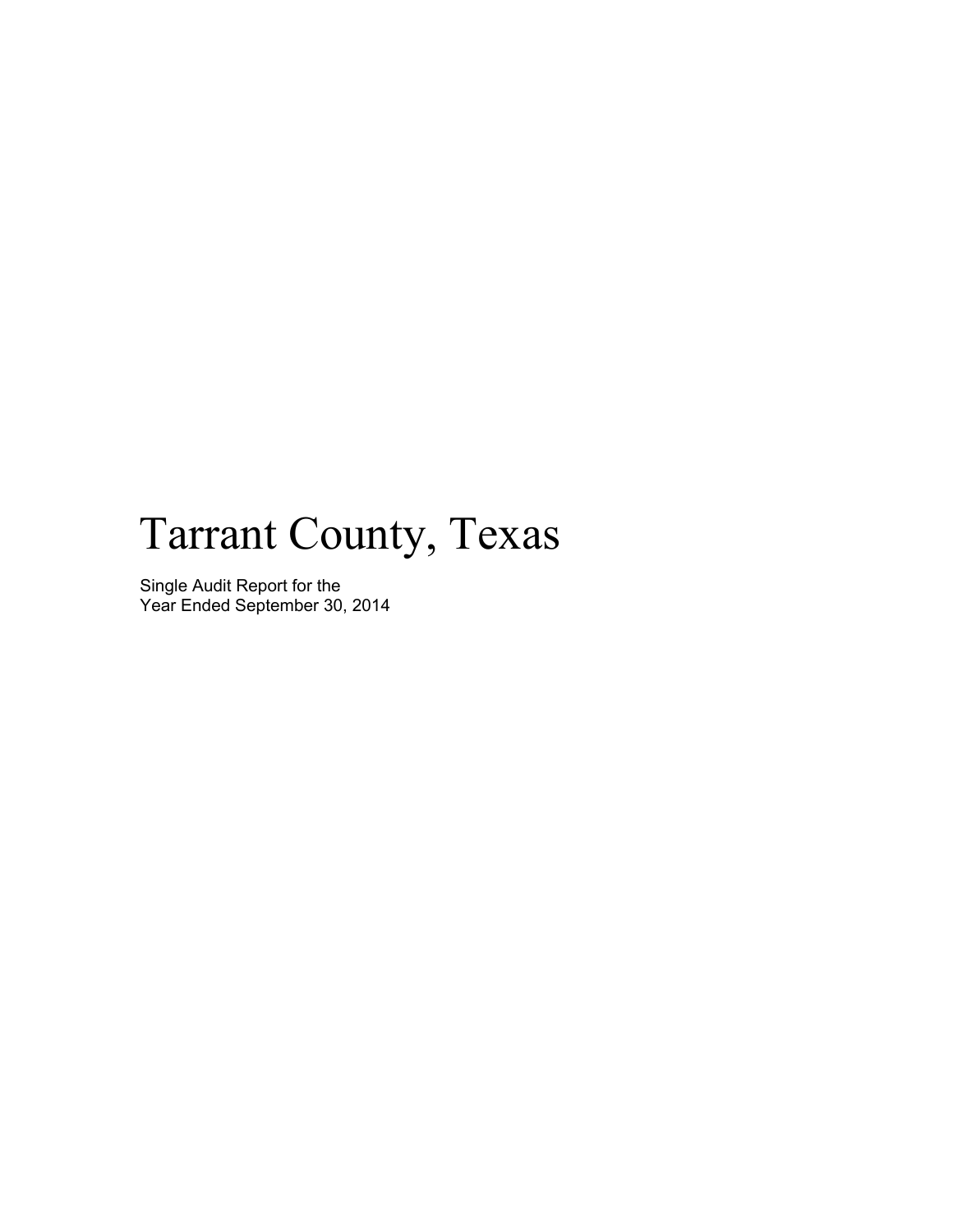# Tarrant County, Texas

Single Audit Report for the
Year Ended September 30, 2014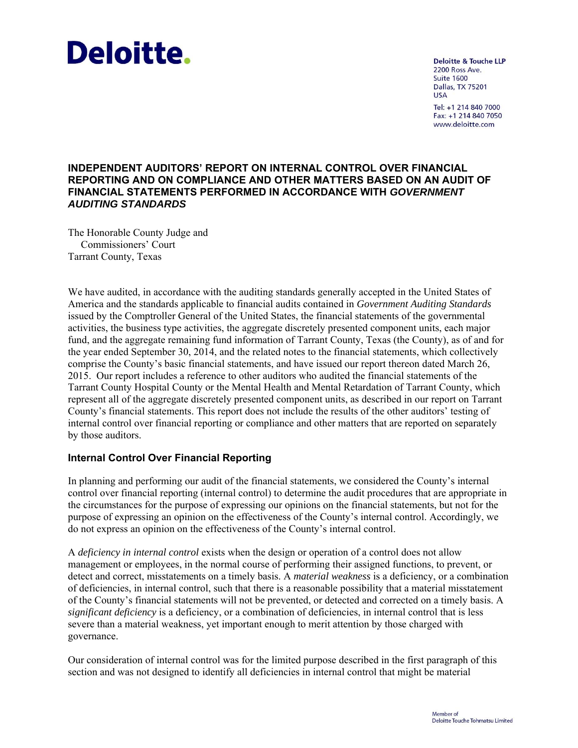Deloitte.

Deloitte & Touche LLP
2200 Ross Ave.
Suite 1600
Dallas, TX 75201
USA

Tel: +1 214 840 7000
Fax: +1 214 840 7050
www.deloitte.com

## INDEPENDENT AUDITORS' REPORT ON INTERNAL CONTROL OVER FINANCIAL REPORTING AND ON COMPLIANCE AND OTHER MATTERS BASED ON AN AUDIT OF FINANCIAL STATEMENTS PERFORMED IN ACCORDANCE WITH *GOVERNMENT AUDITING STANDARDS*

The Honorable County Judge and
Commissioners' Court
Tarrant County, Texas

We have audited, in accordance with the auditing standards generally accepted in the United States of America and the standards applicable to financial audits contained in *Government Auditing Standards* issued by the Comptroller General of the United States, the financial statements of the governmental activities, the business type activities, the aggregate discretely presented component units, each major fund, and the aggregate remaining fund information of Tarrant County, Texas (the County), as of and for the year ended September 30, 2014, and the related notes to the financial statements, which collectively comprise the County's basic financial statements, and have issued our report thereon dated March 26, 2015. Our report includes a reference to other auditors who audited the financial statements of the Tarrant County Hospital County or the Mental Health and Mental Retardation of Tarrant County, which represent all of the aggregate discretely presented component units, as described in our report on Tarrant County's financial statements. This report does not include the results of the other auditors' testing of internal control over financial reporting or compliance and other matters that are reported on separately by those auditors.

### Internal Control Over Financial Reporting

In planning and performing our audit of the financial statements, we considered the County's internal control over financial reporting (internal control) to determine the audit procedures that are appropriate in the circumstances for the purpose of expressing our opinions on the financial statements, but not for the purpose of expressing an opinion on the effectiveness of the County's internal control. Accordingly, we do not express an opinion on the effectiveness of the County's internal control.

A *deficiency in internal control* exists when the design or operation of a control does not allow management or employees, in the normal course of performing their assigned functions, to prevent, or detect and correct, misstatements on a timely basis. A *material weakness* is a deficiency, or a combination of deficiencies, in internal control, such that there is a reasonable possibility that a material misstatement of the County's financial statements will not be prevented, or detected and corrected on a timely basis. A *significant deficiency* is a deficiency, or a combination of deficiencies, in internal control that is less severe than a material weakness, yet important enough to merit attention by those charged with governance.

Our consideration of internal control was for the limited purpose described in the first paragraph of this section and was not designed to identify all deficiencies in internal control that might be material

Member of
Deloitte Touche Tohmatsu Limited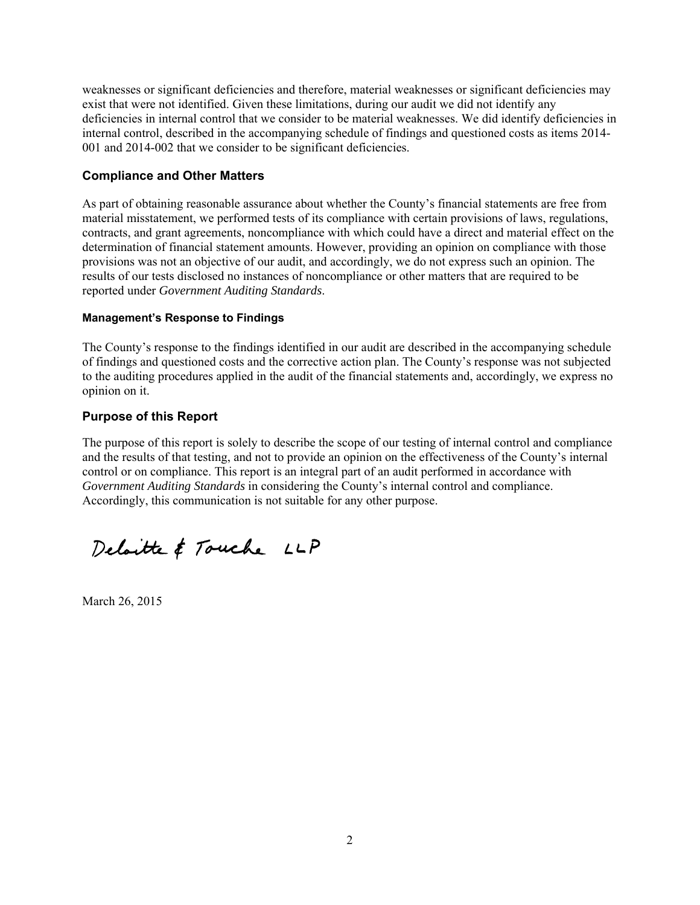weaknesses or significant deficiencies and therefore, material weaknesses or significant deficiencies may exist that were not identified. Given these limitations, during our audit we did not identify any deficiencies in internal control that we consider to be material weaknesses. We did identify deficiencies in internal control, described in the accompanying schedule of findings and questioned costs as items 2014-001 and 2014-002 that we consider to be significant deficiencies.

## Compliance and Other Matters

As part of obtaining reasonable assurance about whether the County's financial statements are free from material misstatement, we performed tests of its compliance with certain provisions of laws, regulations, contracts, and grant agreements, noncompliance with which could have a direct and material effect on the determination of financial statement amounts. However, providing an opinion on compliance with those provisions was not an objective of our audit, and accordingly, we do not express such an opinion. The results of our tests disclosed no instances of noncompliance or other matters that are required to be reported under *Government Auditing Standards*.

### Management's Response to Findings

The County's response to the findings identified in our audit are described in the accompanying schedule of findings and questioned costs and the corrective action plan. The County's response was not subjected to the auditing procedures applied in the audit of the financial statements and, accordingly, we express no opinion on it.

## Purpose of this Report

The purpose of this report is solely to describe the scope of our testing of internal control and compliance and the results of that testing, and not to provide an opinion on the effectiveness of the County's internal control or on compliance. This report is an integral part of an audit performed in accordance with *Government Auditing Standards* in considering the County's internal control and compliance. Accordingly, this communication is not suitable for any other purpose.

Deloitte & Touche LLP

March 26, 2015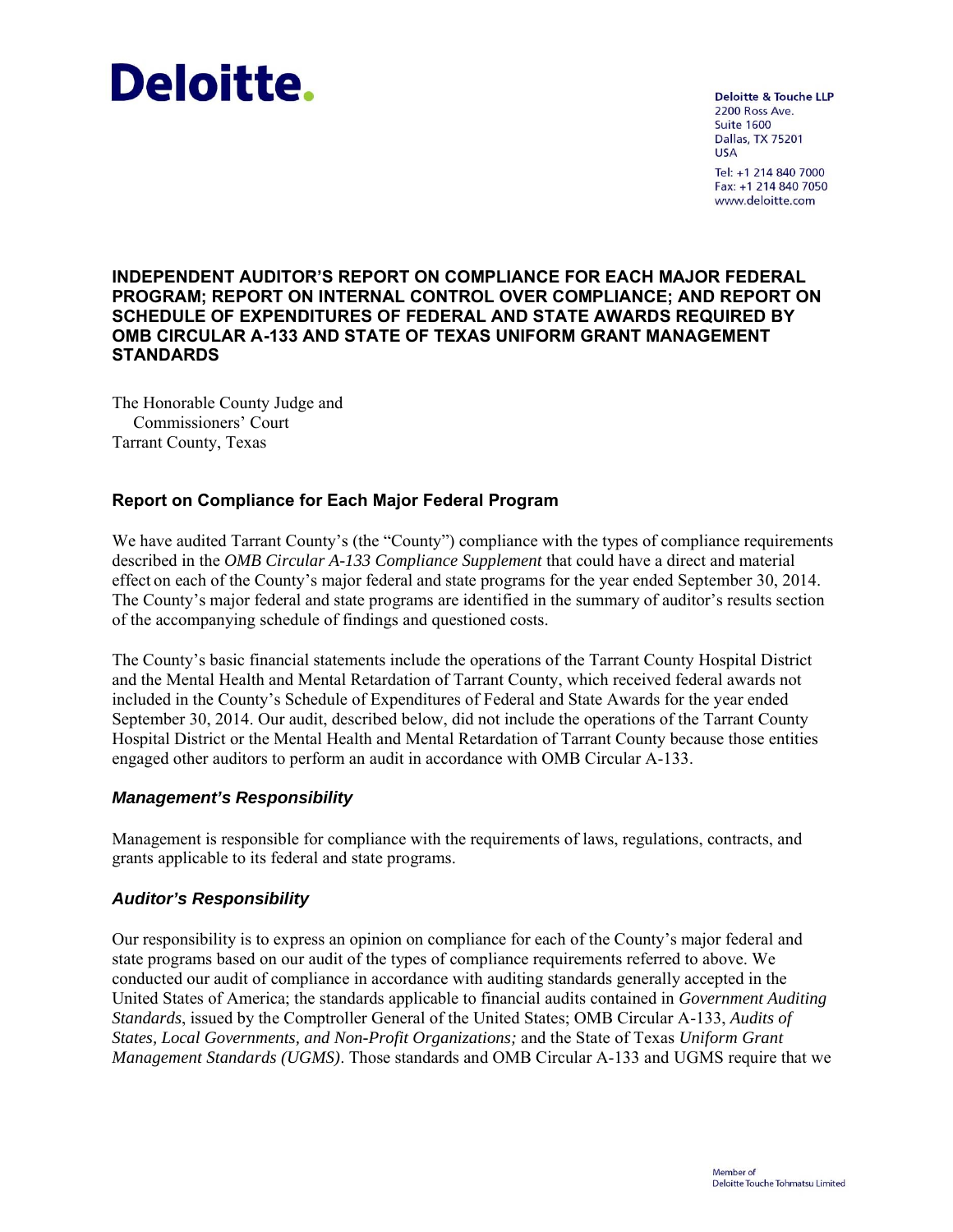# Deloitte.

Deloitte & Touche LLP
2200 Ross Ave.
Suite 1600
Dallas, TX 75201
USA

Tel: +1 214 840 7000
Fax: +1 214 840 7050
www.deloitte.com

## INDEPENDENT AUDITOR'S REPORT ON COMPLIANCE FOR EACH MAJOR FEDERAL PROGRAM; REPORT ON INTERNAL CONTROL OVER COMPLIANCE; AND REPORT ON SCHEDULE OF EXPENDITURES OF FEDERAL AND STATE AWARDS REQUIRED BY OMB CIRCULAR A-133 AND STATE OF TEXAS UNIFORM GRANT MANAGEMENT STANDARDS

The Honorable County Judge and
Commissioners' Court
Tarrant County, Texas

### Report on Compliance for Each Major Federal Program

We have audited Tarrant County's (the "County") compliance with the types of compliance requirements described in the *OMB Circular A-133 Compliance Supplement* that could have a direct and material effect on each of the County's major federal and state programs for the year ended September 30, 2014. The County's major federal and state programs are identified in the summary of auditor's results section of the accompanying schedule of findings and questioned costs.

The County's basic financial statements include the operations of the Tarrant County Hospital District and the Mental Health and Mental Retardation of Tarrant County, which received federal awards not included in the County's Schedule of Expenditures of Federal and State Awards for the year ended September 30, 2014. Our audit, described below, did not include the operations of the Tarrant County Hospital District or the Mental Health and Mental Retardation of Tarrant County because those entities engaged other auditors to perform an audit in accordance with OMB Circular A-133.

#### *Management's Responsibility*

Management is responsible for compliance with the requirements of laws, regulations, contracts, and grants applicable to its federal and state programs.

#### *Auditor's Responsibility*

Our responsibility is to express an opinion on compliance for each of the County's major federal and state programs based on our audit of the types of compliance requirements referred to above. We conducted our audit of compliance in accordance with auditing standards generally accepted in the United States of America; the standards applicable to financial audits contained in *Government Auditing Standards*, issued by the Comptroller General of the United States; OMB Circular A-133, *Audits of States, Local Governments, and Non-Profit Organizations;* and the State of Texas *Uniform Grant Management Standards (UGMS)*. Those standards and OMB Circular A-133 and UGMS require that we

Member of
Deloitte Touche Tohmatsu Limited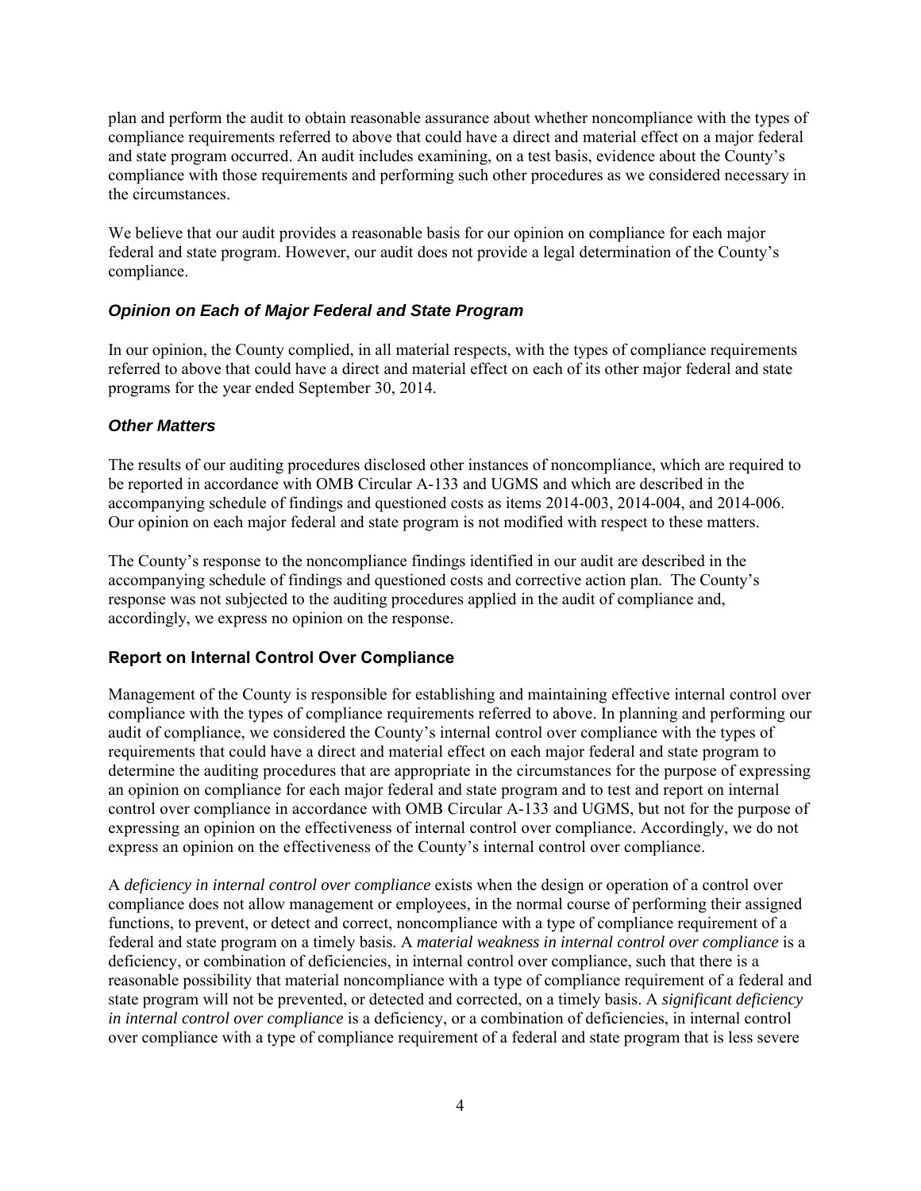plan and perform the audit to obtain reasonable assurance about whether noncompliance with the types of compliance requirements referred to above that could have a direct and material effect on a major federal and state program occurred. An audit includes examining, on a test basis, evidence about the County's compliance with those requirements and performing such other procedures as we considered necessary in the circumstances.

We believe that our audit provides a reasonable basis for our opinion on compliance for each major federal and state program. However, our audit does not provide a legal determination of the County's compliance.

### *Opinion on Each of Major Federal and State Program*

In our opinion, the County complied, in all material respects, with the types of compliance requirements referred to above that could have a direct and material effect on each of its other major federal and state programs for the year ended September 30, 2014.

### *Other Matters*

The results of our auditing procedures disclosed other instances of noncompliance, which are required to be reported in accordance with OMB Circular A-133 and UGMS and which are described in the accompanying schedule of findings and questioned costs as items 2014-003, 2014-004, and 2014-006. Our opinion on each major federal and state program is not modified with respect to these matters.

The County's response to the noncompliance findings identified in our audit are described in the accompanying schedule of findings and questioned costs and corrective action plan. The County's response was not subjected to the auditing procedures applied in the audit of compliance and, accordingly, we express no opinion on the response.

## Report on Internal Control Over Compliance

Management of the County is responsible for establishing and maintaining effective internal control over compliance with the types of compliance requirements referred to above. In planning and performing our audit of compliance, we considered the County's internal control over compliance with the types of requirements that could have a direct and material effect on each major federal and state program to determine the auditing procedures that are appropriate in the circumstances for the purpose of expressing an opinion on compliance for each major federal and state program and to test and report on internal control over compliance in accordance with OMB Circular A-133 and UGMS, but not for the purpose of expressing an opinion on the effectiveness of internal control over compliance. Accordingly, we do not express an opinion on the effectiveness of the County's internal control over compliance.

A *deficiency in internal control over compliance* exists when the design or operation of a control over compliance does not allow management or employees, in the normal course of performing their assigned functions, to prevent, or detect and correct, noncompliance with a type of compliance requirement of a federal and state program on a timely basis. A *material weakness in internal control over compliance* is a deficiency, or combination of deficiencies, in internal control over compliance, such that there is a reasonable possibility that material noncompliance with a type of compliance requirement of a federal and state program will not be prevented, or detected and corrected, on a timely basis. A *significant deficiency in internal control over compliance* is a deficiency, or a combination of deficiencies, in internal control over compliance with a type of compliance requirement of a federal and state program that is less severe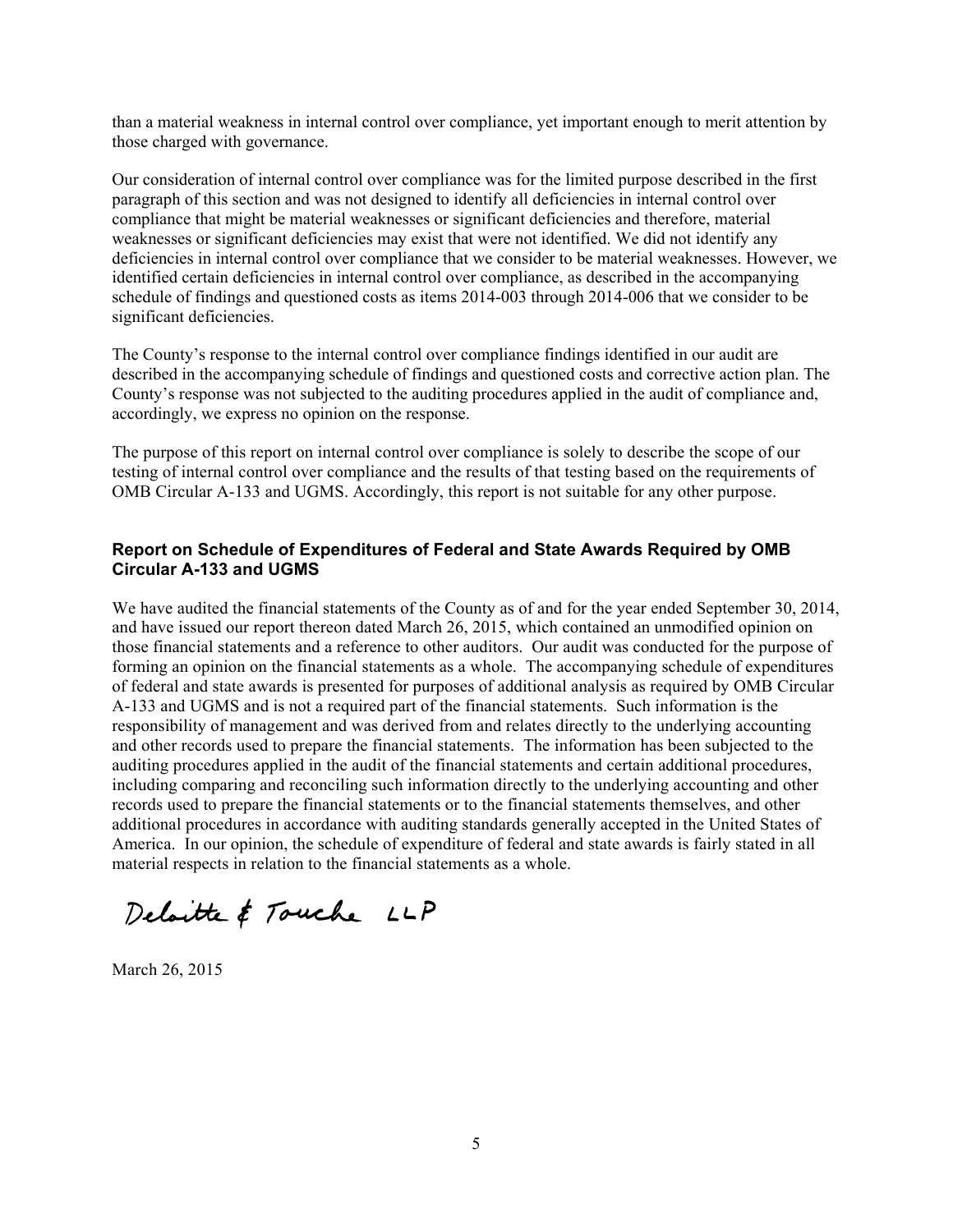than a material weakness in internal control over compliance, yet important enough to merit attention by those charged with governance.

Our consideration of internal control over compliance was for the limited purpose described in the first paragraph of this section and was not designed to identify all deficiencies in internal control over compliance that might be material weaknesses or significant deficiencies and therefore, material weaknesses or significant deficiencies may exist that were not identified. We did not identify any deficiencies in internal control over compliance that we consider to be material weaknesses. However, we identified certain deficiencies in internal control over compliance, as described in the accompanying schedule of findings and questioned costs as items 2014-003 through 2014-006 that we consider to be significant deficiencies.

The County's response to the internal control over compliance findings identified in our audit are described in the accompanying schedule of findings and questioned costs and corrective action plan. The County's response was not subjected to the auditing procedures applied in the audit of compliance and, accordingly, we express no opinion on the response.

The purpose of this report on internal control over compliance is solely to describe the scope of our testing of internal control over compliance and the results of that testing based on the requirements of OMB Circular A-133 and UGMS. Accordingly, this report is not suitable for any other purpose.

## Report on Schedule of Expenditures of Federal and State Awards Required by OMB Circular A-133 and UGMS

We have audited the financial statements of the County as of and for the year ended September 30, 2014, and have issued our report thereon dated March 26, 2015, which contained an unmodified opinion on those financial statements and a reference to other auditors. Our audit was conducted for the purpose of forming an opinion on the financial statements as a whole. The accompanying schedule of expenditures of federal and state awards is presented for purposes of additional analysis as required by OMB Circular A-133 and UGMS and is not a required part of the financial statements. Such information is the responsibility of management and was derived from and relates directly to the underlying accounting and other records used to prepare the financial statements. The information has been subjected to the auditing procedures applied in the audit of the financial statements and certain additional procedures, including comparing and reconciling such information directly to the underlying accounting and other records used to prepare the financial statements or to the financial statements themselves, and other additional procedures in accordance with auditing standards generally accepted in the United States of America. In our opinion, the schedule of expenditure of federal and state awards is fairly stated in all material respects in relation to the financial statements as a whole.

Deloitte & Touche LLP

March 26, 2015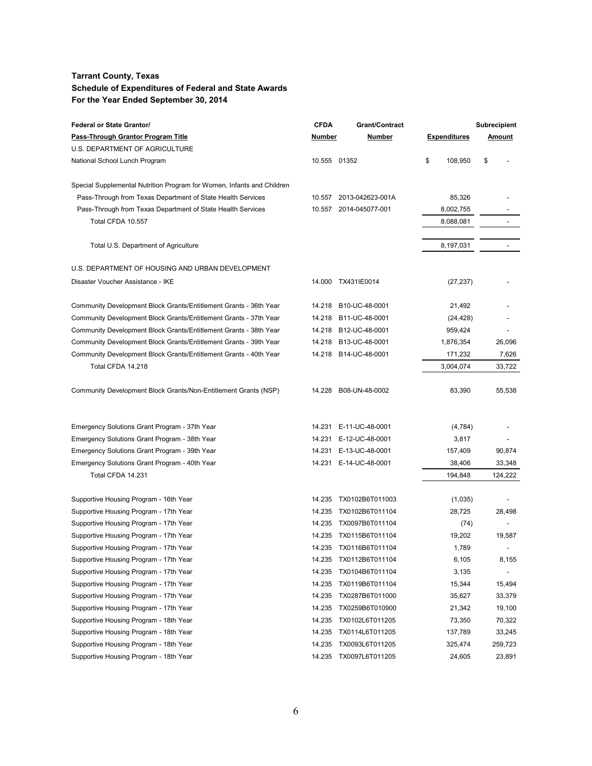**Tarrant County, Texas**
**Schedule of Expenditures of Federal and State Awards**
**For the Year Ended September 30, 2014**

| Federal or State Grantor/ Pass-Through Grantor Program Title | CFDA Number | Grant/Contract Number | Expenditures | Subrecipient Amount |
|---|---|---|---|---|
| U.S. DEPARTMENT OF AGRICULTURE | | | | |
| National School Lunch Program | 10.555 | 01352 | $ 108,950 | $ - |
| Special Supplemental Nutrition Program for Women, Infants and Children | | | | |
| Pass-Through from Texas Department of State Health Services | 10.557 | 2013-042623-001A | 85,326 | - |
| Pass-Through from Texas Department of State Health Services | 10.557 | 2014-045077-001 | 8,002,755 | - |
| Total CFDA 10.557 | | | 8,088,081 | - |
| Total U.S. Department of Agriculture | | | 8,197,031 | - |
| U.S. DEPARTMENT OF HOUSING AND URBAN DEVELOPMENT | | | | |
| Disaster Voucher Assistance - IKE | 14.000 | TX431IE0014 | (27,237) | - |
| Community Development Block Grants/Entitlement Grants - 36th Year | 14.218 | B10-UC-48-0001 | 21,492 | - |
| Community Development Block Grants/Entitlement Grants - 37th Year | 14.218 | B11-UC-48-0001 | (24,428) | - |
| Community Development Block Grants/Entitlement Grants - 38th Year | 14.218 | B12-UC-48-0001 | 959,424 | - |
| Community Development Block Grants/Entitlement Grants - 39th Year | 14.218 | B13-UC-48-0001 | 1,876,354 | 26,096 |
| Community Development Block Grants/Entitlement Grants - 40th Year | 14.218 | B14-UC-48-0001 | 171,232 | 7,626 |
| Total CFDA 14.218 | | | 3,004,074 | 33,722 |
| Community Development Block Grants/Non-Entitlement Grants (NSP) | 14.228 | B08-UN-48-0002 | 83,390 | 55,538 |
| Emergency Solutions Grant Program - 37th Year | 14.231 | E-11-UC-48-0001 | (4,784) | - |
| Emergency Solutions Grant Program - 38th Year | 14.231 | E-12-UC-48-0001 | 3,817 | - |
| Emergency Solutions Grant Program - 39th Year | 14.231 | E-13-UC-48-0001 | 157,409 | 90,874 |
| Emergency Solutions Grant Program - 40th Year | 14.231 | E-14-UC-48-0001 | 38,406 | 33,348 |
| Total CFDA 14.231 | | | 194,848 | 124,222 |
| Supportive Housing Program - 16th Year | 14.235 | TX0102B6T011003 | (1,035) | - |
| Supportive Housing Program - 17th Year | 14.235 | TX0102B6T011104 | 28,725 | 28,498 |
| Supportive Housing Program - 17th Year | 14.235 | TX0097B6T011104 | (74) | - |
| Supportive Housing Program - 17th Year | 14.235 | TX0115B6T011104 | 19,202 | 19,587 |
| Supportive Housing Program - 17th Year | 14.235 | TX0116B6T011104 | 1,789 | - |
| Supportive Housing Program - 17th Year | 14.235 | TX0112B6T011104 | 6,105 | 8,155 |
| Supportive Housing Program - 17th Year | 14.235 | TX0104B6T011104 | 3,135 | - |
| Supportive Housing Program - 17th Year | 14.235 | TX0119B6T011104 | 15,344 | 15,494 |
| Supportive Housing Program - 17th Year | 14.235 | TX0287B6T011000 | 35,627 | 33,379 |
| Supportive Housing Program - 17th Year | 14.235 | TX0259B6T010900 | 21,342 | 19,100 |
| Supportive Housing Program - 18th Year | 14.235 | TX0102L6T011205 | 73,350 | 70,322 |
| Supportive Housing Program - 18th Year | 14.235 | TX0114L6T011205 | 137,789 | 33,245 |
| Supportive Housing Program - 18th Year | 14.235 | TX0093L6T011205 | 325,474 | 259,723 |
| Supportive Housing Program - 18th Year | 14.235 | TX0097L6T011205 | 24,605 | 23,891 |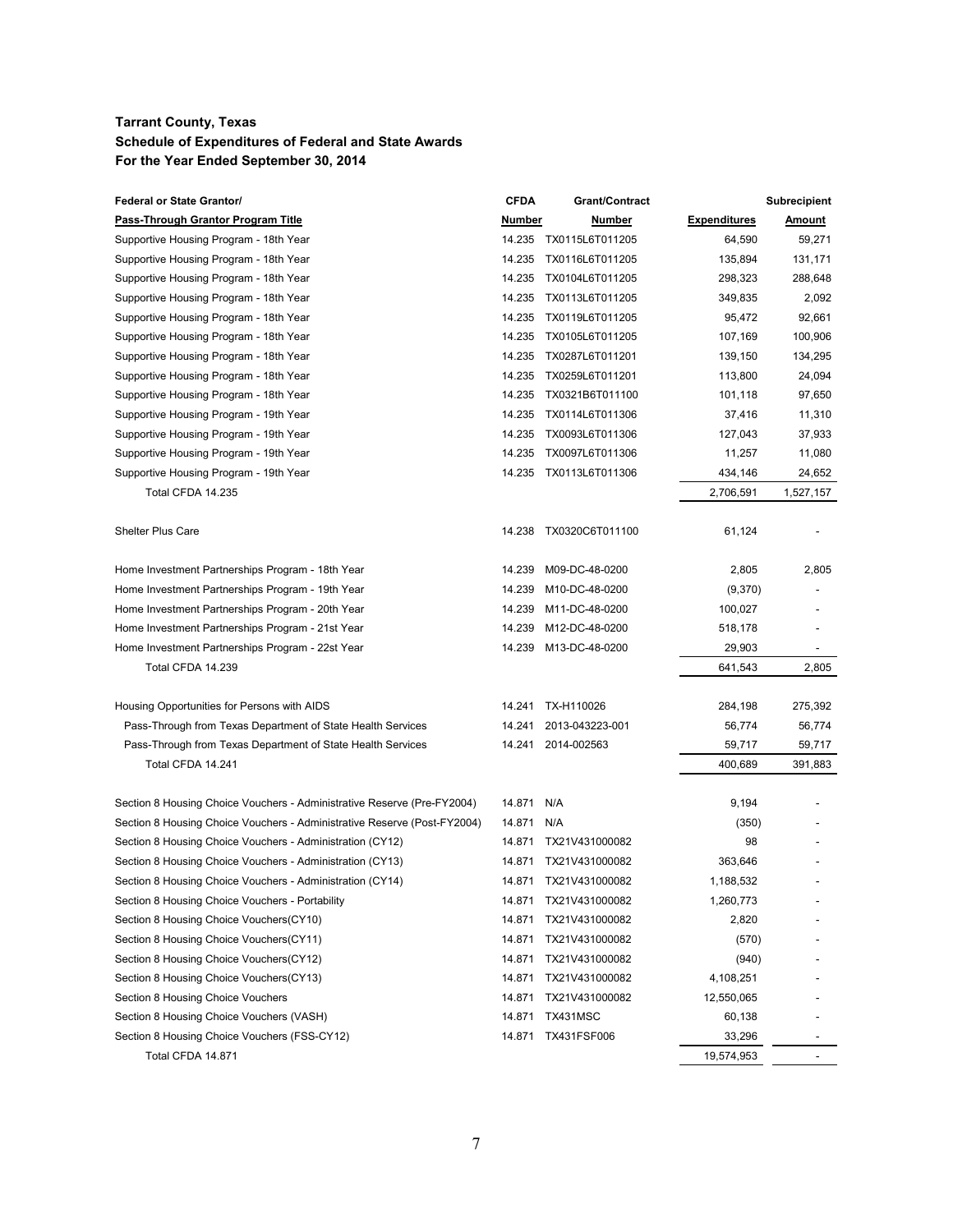**Tarrant County, Texas**
**Schedule of Expenditures of Federal and State Awards**
**For the Year Ended September 30, 2014**

| Federal or State Grantor/ Pass-Through Grantor Program Title | CFDA Number | Grant/Contract Number | Expenditures | Subrecipient Amount |
|---|---|---|---|---|
| Supportive Housing Program - 18th Year | 14.235 | TX0115L6T011205 | 64,590 | 59,271 |
| Supportive Housing Program - 18th Year | 14.235 | TX0116L6T011205 | 135,894 | 131,171 |
| Supportive Housing Program - 18th Year | 14.235 | TX0104L6T011205 | 298,323 | 288,648 |
| Supportive Housing Program - 18th Year | 14.235 | TX0113L6T011205 | 349,835 | 2,092 |
| Supportive Housing Program - 18th Year | 14.235 | TX0119L6T011205 | 95,472 | 92,661 |
| Supportive Housing Program - 18th Year | 14.235 | TX0105L6T011205 | 107,169 | 100,906 |
| Supportive Housing Program - 18th Year | 14.235 | TX0287L6T011201 | 139,150 | 134,295 |
| Supportive Housing Program - 18th Year | 14.235 | TX0259L6T011201 | 113,800 | 24,094 |
| Supportive Housing Program - 18th Year | 14.235 | TX0321B6T011100 | 101,118 | 97,650 |
| Supportive Housing Program - 19th Year | 14.235 | TX0114L6T011306 | 37,416 | 11,310 |
| Supportive Housing Program - 19th Year | 14.235 | TX0093L6T011306 | 127,043 | 37,933 |
| Supportive Housing Program - 19th Year | 14.235 | TX0097L6T011306 | 11,257 | 11,080 |
| Supportive Housing Program - 19th Year | 14.235 | TX0113L6T011306 | 434,146 | 24,652 |
| Total CFDA 14.235 | | | 2,706,591 | 1,527,157 |
| | | | | |
| Shelter Plus Care | 14.238 | TX0320C6T011100 | 61,124 | - |
| | | | | |
| Home Investment Partnerships Program - 18th Year | 14.239 | M09-DC-48-0200 | 2,805 | 2,805 |
| Home Investment Partnerships Program - 19th Year | 14.239 | M10-DC-48-0200 | (9,370) | - |
| Home Investment Partnerships Program - 20th Year | 14.239 | M11-DC-48-0200 | 100,027 | - |
| Home Investment Partnerships Program - 21st Year | 14.239 | M12-DC-48-0200 | 518,178 | - |
| Home Investment Partnerships Program - 22st Year | 14.239 | M13-DC-48-0200 | 29,903 | - |
| Total CFDA 14.239 | | | 641,543 | 2,805 |
| | | | | |
| Housing Opportunities for Persons with AIDS | 14.241 | TX-H110026 | 284,198 | 275,392 |
| Pass-Through from Texas Department of State Health Services | 14.241 | 2013-043223-001 | 56,774 | 56,774 |
| Pass-Through from Texas Department of State Health Services | 14.241 | 2014-002563 | 59,717 | 59,717 |
| Total CFDA 14.241 | | | 400,689 | 391,883 |
| | | | | |
| Section 8 Housing Choice Vouchers - Administrative Reserve (Pre-FY2004) | 14.871 | N/A | 9,194 | - |
| Section 8 Housing Choice Vouchers - Administrative Reserve (Post-FY2004) | 14.871 | N/A | (350) | - |
| Section 8 Housing Choice Vouchers - Administration (CY12) | 14.871 | TX21V431000082 | 98 | - |
| Section 8 Housing Choice Vouchers - Administration (CY13) | 14.871 | TX21V431000082 | 363,646 | - |
| Section 8 Housing Choice Vouchers - Administration (CY14) | 14.871 | TX21V431000082 | 1,188,532 | - |
| Section 8 Housing Choice Vouchers - Portability | 14.871 | TX21V431000082 | 1,260,773 | - |
| Section 8 Housing Choice Vouchers(CY10) | 14.871 | TX21V431000082 | 2,820 | - |
| Section 8 Housing Choice Vouchers(CY11) | 14.871 | TX21V431000082 | (570) | - |
| Section 8 Housing Choice Vouchers(CY12) | 14.871 | TX21V431000082 | (940) | - |
| Section 8 Housing Choice Vouchers(CY13) | 14.871 | TX21V431000082 | 4,108,251 | - |
| Section 8 Housing Choice Vouchers | 14.871 | TX21V431000082 | 12,550,065 | - |
| Section 8 Housing Choice Vouchers (VASH) | 14.871 | TX431MSC | 60,138 | - |
| Section 8 Housing Choice Vouchers (FSS-CY12) | 14.871 | TX431FSF006 | 33,296 | - |
| Total CFDA 14.871 | | | 19,574,953 | - |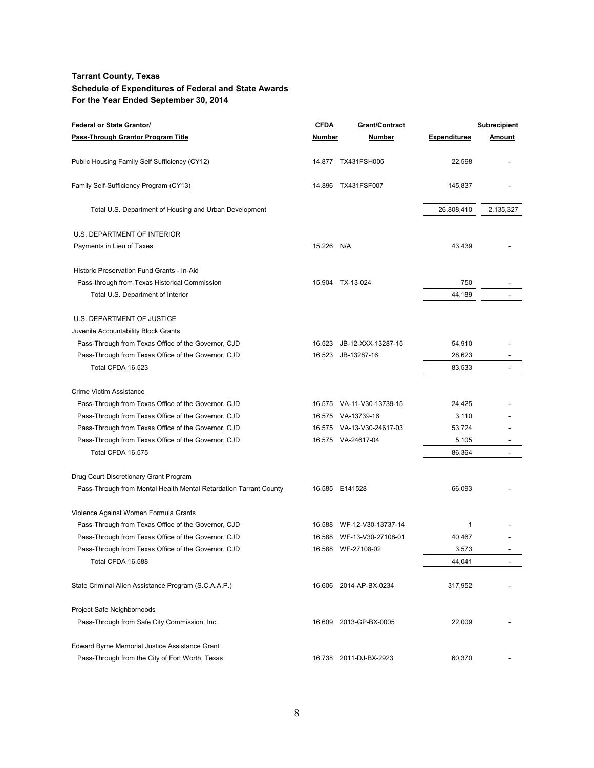**Tarrant County, Texas**
**Schedule of Expenditures of Federal and State Awards**
**For the Year Ended September 30, 2014**

| Federal or State Grantor/ Pass-Through Grantor Program Title | CFDA Number | Grant/Contract Number | Expenditures | Subrecipient Amount |
|---|---|---|---|---|
| Public Housing Family Self Sufficiency (CY12) | 14.877 | TX431FSH005 | 22,598 | - |
| Family Self-Sufficiency Program (CY13) | 14.896 | TX431FSF007 | 145,837 | - |
| Total U.S. Department of Housing and Urban Development | | | 26,808,410 | 2,135,327 |
| U.S. DEPARTMENT OF INTERIOR | | | | |
| Payments in Lieu of Taxes | 15.226 | N/A | 43,439 | - |
| Historic Preservation Fund Grants - In-Aid | | | | |
| Pass-through from Texas Historical Commission | 15.904 | TX-13-024 | 750 | - |
| Total U.S. Department of Interior | | | 44,189 | - |
| U.S. DEPARTMENT OF JUSTICE | | | | |
| Juvenile Accountability Block Grants | | | | |
| Pass-Through from Texas Office of the Governor, CJD | 16.523 | JB-12-XXX-13287-15 | 54,910 | - |
| Pass-Through from Texas Office of the Governor, CJD | 16.523 | JB-13287-16 | 28,623 | - |
| Total CFDA 16.523 | | | 83,533 | - |
| Crime Victim Assistance | | | | |
| Pass-Through from Texas Office of the Governor, CJD | 16.575 | VA-11-V30-13739-15 | 24,425 | - |
| Pass-Through from Texas Office of the Governor, CJD | 16.575 | VA-13739-16 | 3,110 | - |
| Pass-Through from Texas Office of the Governor, CJD | 16.575 | VA-13-V30-24617-03 | 53,724 | - |
| Pass-Through from Texas Office of the Governor, CJD | 16.575 | VA-24617-04 | 5,105 | - |
| Total CFDA 16.575 | | | 86,364 | - |
| Drug Court Discretionary Grant Program | | | | |
| Pass-Through from Mental Health Mental Retardation Tarrant County | 16.585 | E141528 | 66,093 | - |
| Violence Against Women Formula Grants | | | | |
| Pass-Through from Texas Office of the Governor, CJD | 16.588 | WF-12-V30-13737-14 | 1 | - |
| Pass-Through from Texas Office of the Governor, CJD | 16.588 | WF-13-V30-27108-01 | 40,467 | - |
| Pass-Through from Texas Office of the Governor, CJD | 16.588 | WF-27108-02 | 3,573 | - |
| Total CFDA 16.588 | | | 44,041 | - |
| State Criminal Alien Assistance Program (S.C.A.A.P.) | 16.606 | 2014-AP-BX-0234 | 317,952 | - |
| Project Safe Neighborhoods | | | | |
| Pass-Through from Safe City Commission, Inc. | 16.609 | 2013-GP-BX-0005 | 22,009 | - |
| Edward Byrne Memorial Justice Assistance Grant | | | | |
| Pass-Through from the City of Fort Worth, Texas | 16.738 | 2011-DJ-BX-2923 | 60,370 | - |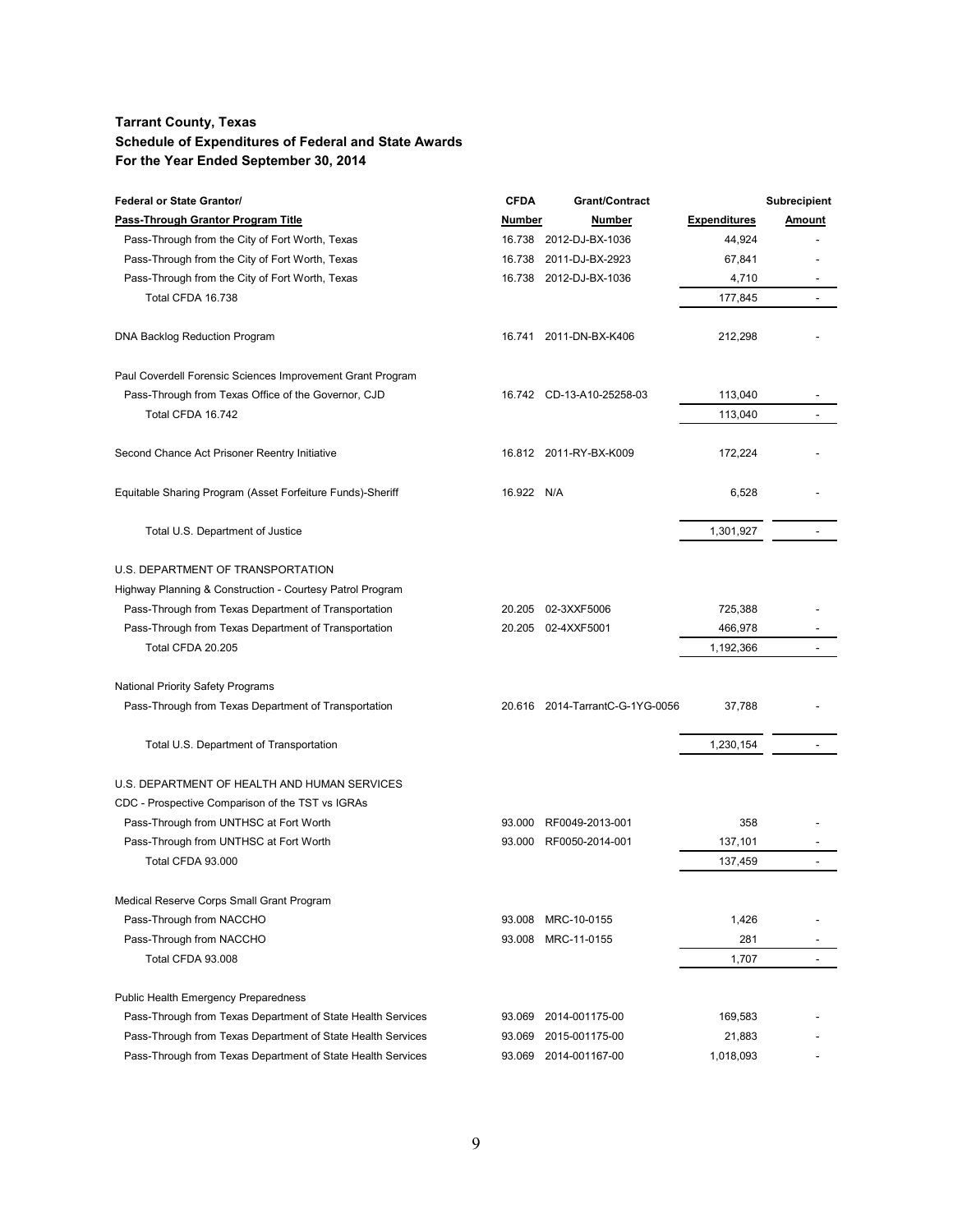**Tarrant County, Texas**
**Schedule of Expenditures of Federal and State Awards**
**For the Year Ended September 30, 2014**

| Federal or State Grantor/ Pass-Through Grantor Program Title | CFDA Number | Grant/Contract Number | Expenditures | Subrecipient Amount |
|---|---|---|---|---|
| Pass-Through from the City of Fort Worth, Texas | 16.738 | 2012-DJ-BX-1036 | 44,924 | - |
| Pass-Through from the City of Fort Worth, Texas | 16.738 | 2011-DJ-BX-2923 | 67,841 | - |
| Pass-Through from the City of Fort Worth, Texas | 16.738 | 2012-DJ-BX-1036 | 4,710 | - |
| Total CFDA 16.738 | | | 177,845 | - |
| | | | | |
| DNA Backlog Reduction Program | 16.741 | 2011-DN-BX-K406 | 212,298 | - |
| | | | | |
| Paul Coverdell Forensic Sciences Improvement Grant Program | | | | |
| Pass-Through from Texas Office of the Governor, CJD | 16.742 | CD-13-A10-25258-03 | 113,040 | - |
| Total CFDA 16.742 | | | 113,040 | - |
| | | | | |
| Second Chance Act Prisoner Reentry Initiative | 16.812 | 2011-RY-BX-K009 | 172,224 | - |
| | | | | |
| Equitable Sharing Program (Asset Forfeiture Funds)-Sheriff | 16.922 | N/A | 6,528 | - |
| | | | | |
| Total U.S. Department of Justice | | | 1,301,927 | - |
| | | | | |
| U.S. DEPARTMENT OF TRANSPORTATION | | | | |
| Highway Planning & Construction - Courtesy Patrol Program | | | | |
| Pass-Through from Texas Department of Transportation | 20.205 | 02-3XXF5006 | 725,388 | - |
| Pass-Through from Texas Department of Transportation | 20.205 | 02-4XXF5001 | 466,978 | - |
| Total CFDA 20.205 | | | 1,192,366 | - |
| | | | | |
| National Priority Safety Programs | | | | |
| Pass-Through from Texas Department of Transportation | 20.616 | 2014-TarrantC-G-1YG-0056 | 37,788 | - |
| | | | | |
| Total U.S. Department of Transportation | | | 1,230,154 | - |
| | | | | |
| U.S. DEPARTMENT OF HEALTH AND HUMAN SERVICES | | | | |
| CDC - Prospective Comparison of the TST vs IGRAs | | | | |
| Pass-Through from UNTHSC at Fort Worth | 93.000 | RF0049-2013-001 | 358 | - |
| Pass-Through from UNTHSC at Fort Worth | 93.000 | RF0050-2014-001 | 137,101 | - |
| Total CFDA 93.000 | | | 137,459 | - |
| | | | | |
| Medical Reserve Corps Small Grant Program | | | | |
| Pass-Through from NACCHO | 93.008 | MRC-10-0155 | 1,426 | - |
| Pass-Through from NACCHO | 93.008 | MRC-11-0155 | 281 | - |
| Total CFDA 93.008 | | | 1,707 | - |
| | | | | |
| Public Health Emergency Preparedness | | | | |
| Pass-Through from Texas Department of State Health Services | 93.069 | 2014-001175-00 | 169,583 | - |
| Pass-Through from Texas Department of State Health Services | 93.069 | 2015-001175-00 | 21,883 | - |
| Pass-Through from Texas Department of State Health Services | 93.069 | 2014-001167-00 | 1,018,093 | - |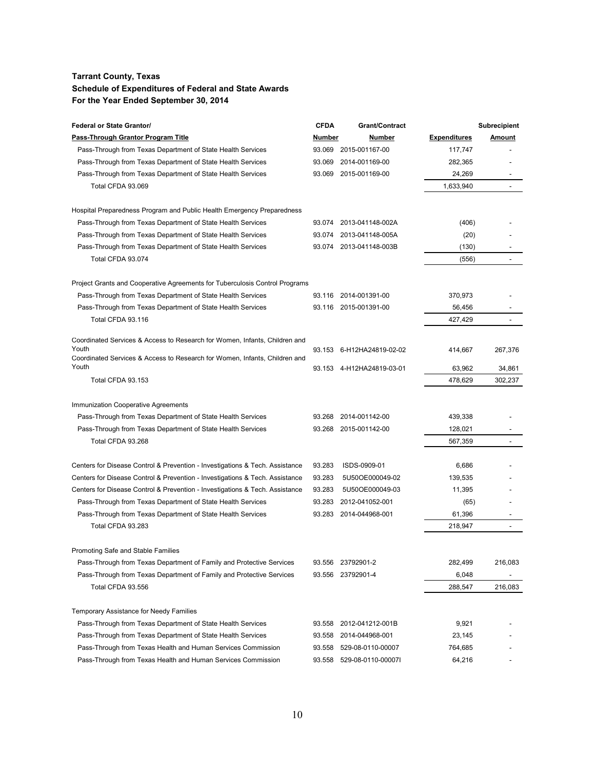**Tarrant County, Texas**
**Schedule of Expenditures of Federal and State Awards**
**For the Year Ended September 30, 2014**

| Federal or State Grantor/ Pass-Through Grantor Program Title | CFDA Number | Grant/Contract Number | Expenditures | Subrecipient Amount |
|---|---|---|---|---|
| Pass-Through from Texas Department of State Health Services | 93.069 | 2015-001167-00 | 117,747 | - |
| Pass-Through from Texas Department of State Health Services | 93.069 | 2014-001169-00 | 282,365 | - |
| Pass-Through from Texas Department of State Health Services | 93.069 | 2015-001169-00 | 24,269 | - |
| Total CFDA 93.069 | | | 1,633,940 | - |
| Hospital Preparedness Program and Public Health Emergency Preparedness | | | | |
| Pass-Through from Texas Department of State Health Services | 93.074 | 2013-041148-002A | (406) | - |
| Pass-Through from Texas Department of State Health Services | 93.074 | 2013-041148-005A | (20) | - |
| Pass-Through from Texas Department of State Health Services | 93.074 | 2013-041148-003B | (130) | - |
| Total CFDA 93.074 | | | (556) | - |
| Project Grants and Cooperative Agreements for Tuberculosis Control Programs | | | | |
| Pass-Through from Texas Department of State Health Services | 93.116 | 2014-001391-00 | 370,973 | - |
| Pass-Through from Texas Department of State Health Services | 93.116 | 2015-001391-00 | 56,456 | - |
| Total CFDA 93.116 | | | 427,429 | - |
| Coordinated Services & Access to Research for Women, Infants, Children and Youth | 93.153 | 6-H12HA24819-02-02 | 414,667 | 267,376 |
| Coordinated Services & Access to Research for Women, Infants, Children and Youth | 93.153 | 4-H12HA24819-03-01 | 63,962 | 34,861 |
| Total CFDA 93.153 | | | 478,629 | 302,237 |
| Immunization Cooperative Agreements | | | | |
| Pass-Through from Texas Department of State Health Services | 93.268 | 2014-001142-00 | 439,338 | - |
| Pass-Through from Texas Department of State Health Services | 93.268 | 2015-001142-00 | 128,021 | - |
| Total CFDA 93.268 | | | 567,359 | - |
| Centers for Disease Control & Prevention - Investigations & Tech. Assistance | 93.283 | ISDS-0909-01 | 6,686 | - |
| Centers for Disease Control & Prevention - Investigations & Tech. Assistance | 93.283 | 5U50OE000049-02 | 139,535 | - |
| Centers for Disease Control & Prevention - Investigations & Tech. Assistance | 93.283 | 5U50OE000049-03 | 11,395 | - |
| Pass-Through from Texas Department of State Health Services | 93.283 | 2012-041052-001 | (65) | - |
| Pass-Through from Texas Department of State Health Services | 93.283 | 2014-044968-001 | 61,396 | - |
| Total CFDA 93.283 | | | 218,947 | - |
| Promoting Safe and Stable Families | | | | |
| Pass-Through from Texas Department of Family and Protective Services | 93.556 | 23792901-2 | 282,499 | 216,083 |
| Pass-Through from Texas Department of Family and Protective Services | 93.556 | 23792901-4 | 6,048 | - |
| Total CFDA 93.556 | | | 288,547 | 216,083 |
| Temporary Assistance for Needy Families | | | | |
| Pass-Through from Texas Department of State Health Services | 93.558 | 2012-041212-001B | 9,921 | - |
| Pass-Through from Texas Department of State Health Services | 93.558 | 2014-044968-001 | 23,145 | - |
| Pass-Through from Texas Health and Human Services Commission | 93.558 | 529-08-0110-00007 | 764,685 | - |
| Pass-Through from Texas Health and Human Services Commission | 93.558 | 529-08-0110-00007I | 64,216 | - |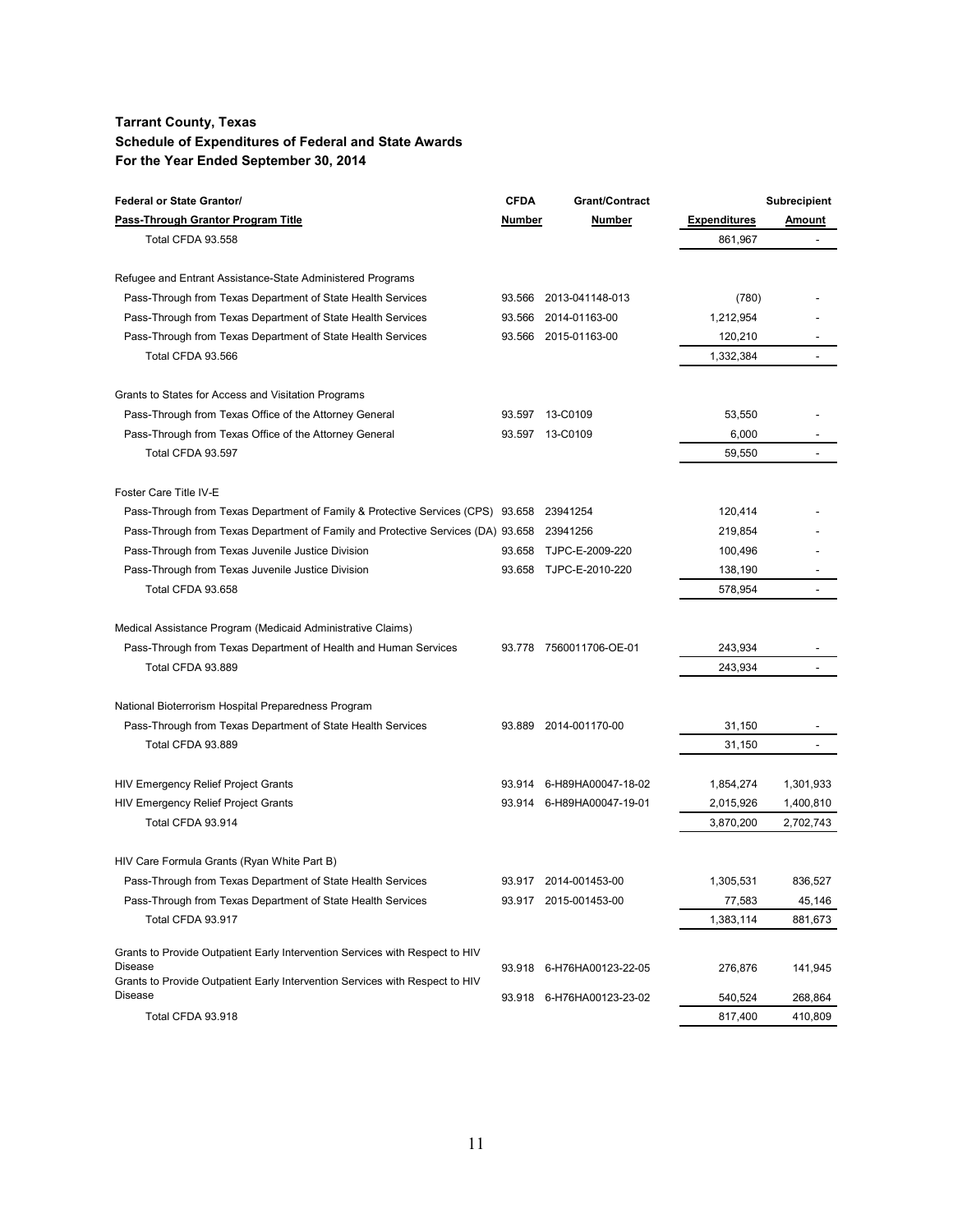**Tarrant County, Texas**
**Schedule of Expenditures of Federal and State Awards**
**For the Year Ended September 30, 2014**

| Federal or State Grantor/ Pass-Through Grantor Program Title | CFDA Number | Grant/Contract Number | Expenditures | Subrecipient Amount |
|---|---|---|---|---|
| Total CFDA 93.558 | | | 861,967 | - |
| Refugee and Entrant Assistance-State Administered Programs | | | | |
| Pass-Through from Texas Department of State Health Services | 93.566 | 2013-041148-013 | (780) | - |
| Pass-Through from Texas Department of State Health Services | 93.566 | 2014-01163-00 | 1,212,954 | - |
| Pass-Through from Texas Department of State Health Services | 93.566 | 2015-01163-00 | 120,210 | - |
| Total CFDA 93.566 | | | 1,332,384 | - |
| Grants to States for Access and Visitation Programs | | | | |
| Pass-Through from Texas Office of the Attorney General | 93.597 | 13-C0109 | 53,550 | - |
| Pass-Through from Texas Office of the Attorney General | 93.597 | 13-C0109 | 6,000 | - |
| Total CFDA 93.597 | | | 59,550 | - |
| Foster Care Title IV-E | | | | |
| Pass-Through from Texas Department of Family & Protective Services (CPS) | 93.658 | 23941254 | 120,414 | - |
| Pass-Through from Texas Department of Family and Protective Services (DA) | 93.658 | 23941256 | 219,854 | - |
| Pass-Through from Texas Juvenile Justice Division | 93.658 | TJPC-E-2009-220 | 100,496 | - |
| Pass-Through from Texas Juvenile Justice Division | 93.658 | TJPC-E-2010-220 | 138,190 | - |
| Total CFDA 93.658 | | | 578,954 | - |
| Medical Assistance Program (Medicaid Administrative Claims) | | | | |
| Pass-Through from Texas Department of Health and Human Services | 93.778 | 7560011706-OE-01 | 243,934 | - |
| Total CFDA 93.889 | | | 243,934 | - |
| National Bioterrorism Hospital Preparedness Program | | | | |
| Pass-Through from Texas Department of State Health Services | 93.889 | 2014-001170-00 | 31,150 | - |
| Total CFDA 93.889 | | | 31,150 | - |
| HIV Emergency Relief Project Grants | 93.914 | 6-H89HA00047-18-02 | 1,854,274 | 1,301,933 |
| HIV Emergency Relief Project Grants | 93.914 | 6-H89HA00047-19-01 | 2,015,926 | 1,400,810 |
| Total CFDA 93.914 | | | 3,870,200 | 2,702,743 |
| HIV Care Formula Grants (Ryan White Part B) | | | | |
| Pass-Through from Texas Department of State Health Services | 93.917 | 2014-001453-00 | 1,305,531 | 836,527 |
| Pass-Through from Texas Department of State Health Services | 93.917 | 2015-001453-00 | 77,583 | 45,146 |
| Total CFDA 93.917 | | | 1,383,114 | 881,673 |
| Grants to Provide Outpatient Early Intervention Services with Respect to HIV Disease | 93.918 | 6-H76HA00123-22-05 | 276,876 | 141,945 |
| Grants to Provide Outpatient Early Intervention Services with Respect to HIV Disease | 93.918 | 6-H76HA00123-23-02 | 540,524 | 268,864 |
| Total CFDA 93.918 | | | 817,400 | 410,809 |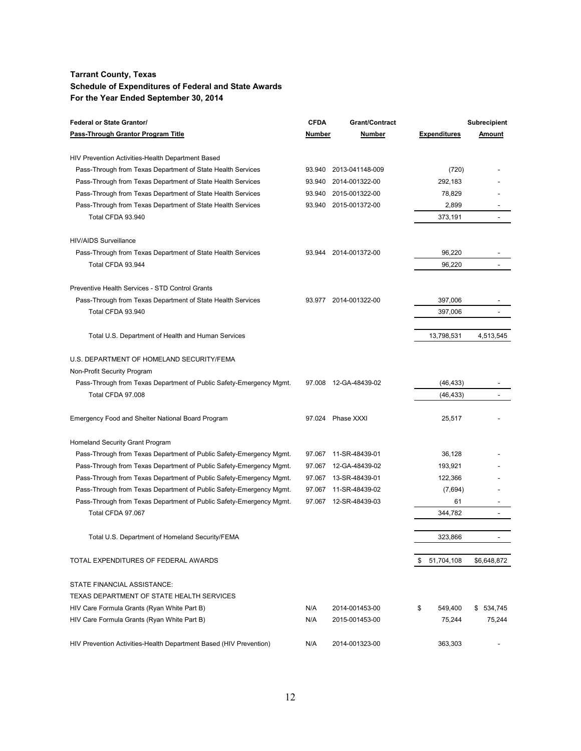**Tarrant County, Texas**
**Schedule of Expenditures of Federal and State Awards**
**For the Year Ended September 30, 2014**

| Federal or State Grantor/ Pass-Through Grantor Program Title | CFDA Number | Grant/Contract Number | Expenditures | Subrecipient Amount |
|---|---|---|---|---|
| HIV Prevention Activities-Health Department Based | | | | |
| Pass-Through from Texas Department of State Health Services | 93.940 | 2013-041148-009 | (720) | - |
| Pass-Through from Texas Department of State Health Services | 93.940 | 2014-001322-00 | 292,183 | - |
| Pass-Through from Texas Department of State Health Services | 93.940 | 2015-001322-00 | 78,829 | - |
| Pass-Through from Texas Department of State Health Services | 93.940 | 2015-001372-00 | 2,899 | - |
| Total CFDA 93.940 | | | 373,191 | - |
| HIV/AIDS Surveillance | | | | |
| Pass-Through from Texas Department of State Health Services | 93.944 | 2014-001372-00 | 96,220 | - |
| Total CFDA 93.944 | | | 96,220 | - |
| Preventive Health Services - STD Control Grants | | | | |
| Pass-Through from Texas Department of State Health Services | 93.977 | 2014-001322-00 | 397,006 | - |
| Total CFDA 93.940 | | | 397,006 | - |
| Total U.S. Department of Health and Human Services | | | 13,798,531 | 4,513,545 |
| U.S. DEPARTMENT OF HOMELAND SECURITY/FEMA | | | | |
| Non-Profit Security Program | | | | |
| Pass-Through from Texas Department of Public Safety-Emergency Mgmt. | 97.008 | 12-GA-48439-02 | (46,433) | - |
| Total CFDA 97.008 | | | (46,433) | - |
| Emergency Food and Shelter National Board Program | 97.024 | Phase XXXI | 25,517 | - |
| Homeland Security Grant Program | | | | |
| Pass-Through from Texas Department of Public Safety-Emergency Mgmt. | 97.067 | 11-SR-48439-01 | 36,128 | - |
| Pass-Through from Texas Department of Public Safety-Emergency Mgmt. | 97.067 | 12-GA-48439-02 | 193,921 | - |
| Pass-Through from Texas Department of Public Safety-Emergency Mgmt. | 97.067 | 13-SR-48439-01 | 122,366 | - |
| Pass-Through from Texas Department of Public Safety-Emergency Mgmt. | 97.067 | 11-SR-48439-02 | (7,694) | - |
| Pass-Through from Texas Department of Public Safety-Emergency Mgmt. | 97.067 | 12-SR-48439-03 | 61 | - |
| Total CFDA 97.067 | | | 344,782 | - |
| Total U.S. Department of Homeland Security/FEMA | | | 323,866 | - |
| TOTAL EXPENDITURES OF FEDERAL AWARDS | | | $ 51,704,108 | $6,648,872 |
| STATE FINANCIAL ASSISTANCE: | | | | |
| TEXAS DEPARTMENT OF STATE HEALTH SERVICES | | | | |
| HIV Care Formula Grants (Ryan White Part B) | N/A | 2014-001453-00 | $ 549,400 | $ 534,745 |
| HIV Care Formula Grants (Ryan White Part B) | N/A | 2015-001453-00 | 75,244 | 75,244 |
| HIV Prevention Activities-Health Department Based (HIV Prevention) | N/A | 2014-001323-00 | 363,303 | - |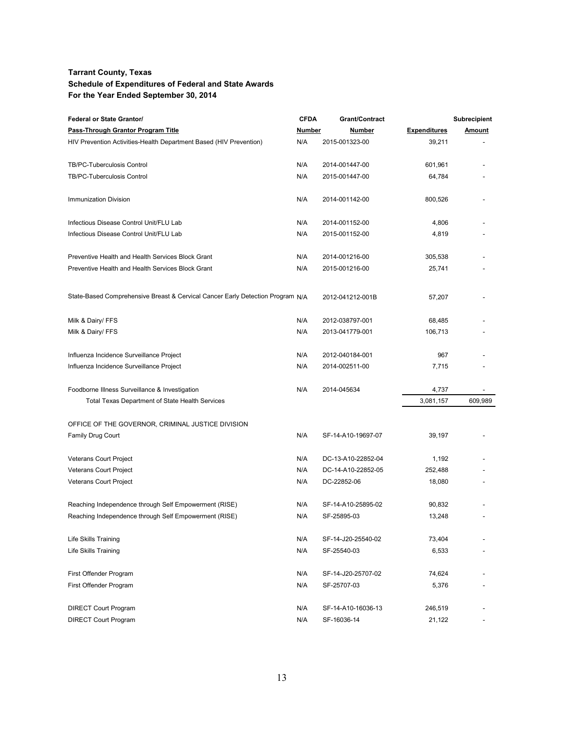**Tarrant County, Texas**
**Schedule of Expenditures of Federal and State Awards**
**For the Year Ended September 30, 2014**

| Federal or State Grantor/ Pass-Through Grantor Program Title | CFDA Number | Grant/Contract Number | Expenditures | Subrecipient Amount |
|---|---|---|---|---|
| HIV Prevention Activities-Health Department Based (HIV Prevention) | N/A | 2015-001323-00 | 39,211 | - |
| TB/PC-Tuberculosis Control | N/A | 2014-001447-00 | 601,961 | - |
| TB/PC-Tuberculosis Control | N/A | 2015-001447-00 | 64,784 | - |
| Immunization Division | N/A | 2014-001142-00 | 800,526 | - |
| Infectious Disease Control Unit/FLU Lab | N/A | 2014-001152-00 | 4,806 | - |
| Infectious Disease Control Unit/FLU Lab | N/A | 2015-001152-00 | 4,819 | - |
| Preventive Health and Health Services Block Grant | N/A | 2014-001216-00 | 305,538 | - |
| Preventive Health and Health Services Block Grant | N/A | 2015-001216-00 | 25,741 | - |
| State-Based Comprehensive Breast & Cervical Cancer Early Detection Program | N/A | 2012-041212-001B | 57,207 | - |
| Milk & Dairy/ FFS | N/A | 2012-038797-001 | 68,485 | - |
| Milk & Dairy/ FFS | N/A | 2013-041779-001 | 106,713 | - |
| Influenza Incidence Surveillance Project | N/A | 2012-040184-001 | 967 | - |
| Influenza Incidence Surveillance Project | N/A | 2014-002511-00 | 7,715 | - |
| Foodborne Illness Surveillance & Investigation | N/A | 2014-045634 | 4,737 | - |
| Total Texas Department of State Health Services | | | 3,081,157 | 609,989 |
| OFFICE OF THE GOVERNOR, CRIMINAL JUSTICE DIVISION | | | | |
| Family Drug Court | N/A | SF-14-A10-19697-07 | 39,197 | - |
| Veterans Court Project | N/A | DC-13-A10-22852-04 | 1,192 | - |
| Veterans Court Project | N/A | DC-14-A10-22852-05 | 252,488 | - |
| Veterans Court Project | N/A | DC-22852-06 | 18,080 | - |
| Reaching Independence through Self Empowerment (RISE) | N/A | SF-14-A10-25895-02 | 90,832 | - |
| Reaching Independence through Self Empowerment (RISE) | N/A | SF-25895-03 | 13,248 | - |
| Life Skills Training | N/A | SF-14-J20-25540-02 | 73,404 | - |
| Life Skills Training | N/A | SF-25540-03 | 6,533 | - |
| First Offender Program | N/A | SF-14-J20-25707-02 | 74,624 | - |
| First Offender Program | N/A | SF-25707-03 | 5,376 | - |
| DIRECT Court Program | N/A | SF-14-A10-16036-13 | 246,519 | - |
| DIRECT Court Program | N/A | SF-16036-14 | 21,122 | - |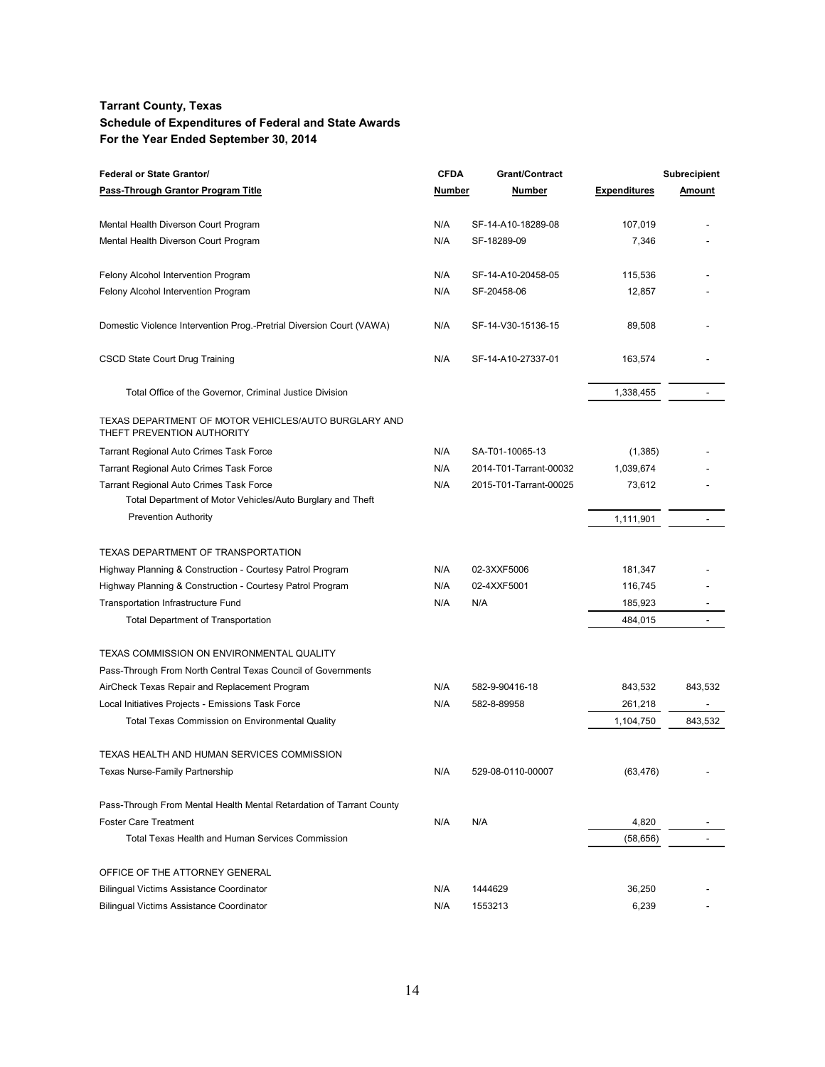**Tarrant County, Texas**
**Schedule of Expenditures of Federal and State Awards**
**For the Year Ended September 30, 2014**

| Federal or State Grantor/ Pass-Through Grantor Program Title | CFDA Number | Grant/Contract Number | Expenditures | Subrecipient Amount |
|---|---|---|---|---|
| Mental Health Diverson Court Program | N/A | SF-14-A10-18289-08 | 107,019 | - |
| Mental Health Diverson Court Program | N/A | SF-18289-09 | 7,346 | - |
| Felony Alcohol Intervention Program | N/A | SF-14-A10-20458-05 | 115,536 | - |
| Felony Alcohol Intervention Program | N/A | SF-20458-06 | 12,857 | - |
| Domestic Violence Intervention Prog.-Pretrial Diversion Court (VAWA) | N/A | SF-14-V30-15136-15 | 89,508 | - |
| CSCD State Court Drug Training | N/A | SF-14-A10-27337-01 | 163,574 | - |
| Total Office of the Governor, Criminal Justice Division | | | 1,338,455 | - |
| TEXAS DEPARTMENT OF MOTOR VEHICLES/AUTO BURGLARY AND THEFT PREVENTION AUTHORITY | | | | |
| Tarrant Regional Auto Crimes Task Force | N/A | SA-T01-10065-13 | (1,385) | - |
| Tarrant Regional Auto Crimes Task Force | N/A | 2014-T01-Tarrant-00032 | 1,039,674 | - |
| Tarrant Regional Auto Crimes Task Force | N/A | 2015-T01-Tarrant-00025 | 73,612 | - |
| Total Department of Motor Vehicles/Auto Burglary and Theft Prevention Authority | | | 1,111,901 | - |
| TEXAS DEPARTMENT OF TRANSPORTATION | | | | |
| Highway Planning & Construction - Courtesy Patrol Program | N/A | 02-3XXF5006 | 181,347 | - |
| Highway Planning & Construction - Courtesy Patrol Program | N/A | 02-4XXF5001 | 116,745 | - |
| Transportation Infrastructure Fund | N/A | N/A | 185,923 | - |
| Total Department of Transportation | | | 484,015 | - |
| TEXAS COMMISSION ON ENVIRONMENTAL QUALITY | | | | |
| Pass-Through From North Central Texas Council of Governments | | | | |
| AirCheck Texas Repair and Replacement Program | N/A | 582-9-90416-18 | 843,532 | 843,532 |
| Local Initiatives Projects - Emissions Task Force | N/A | 582-8-89958 | 261,218 | - |
| Total Texas Commission on Environmental Quality | | | 1,104,750 | 843,532 |
| TEXAS HEALTH AND HUMAN SERVICES COMMISSION | | | | |
| Texas Nurse-Family Partnership | N/A | 529-08-0110-00007 | (63,476) | - |
| Pass-Through From Mental Health Mental Retardation of Tarrant County | | | | |
| Foster Care Treatment | N/A | N/A | 4,820 | - |
| Total Texas Health and Human Services Commission | | | (58,656) | - |
| OFFICE OF THE ATTORNEY GENERAL | | | | |
| Bilingual Victims Assistance Coordinator | N/A | 1444629 | 36,250 | - |
| Bilingual Victims Assistance Coordinator | N/A | 1553213 | 6,239 | - |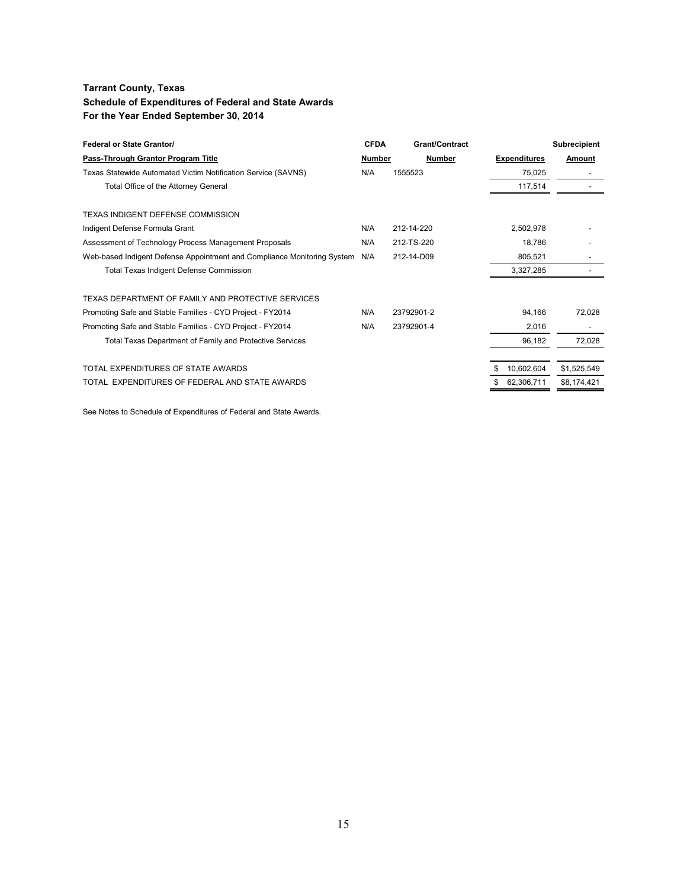**Tarrant County, Texas**
**Schedule of Expenditures of Federal and State Awards**
**For the Year Ended September 30, 2014**

| Federal or State Grantor/ Pass-Through Grantor Program Title | CFDA Number | Grant/Contract Number | Expenditures | Subrecipient Amount |
|---|---|---|---|---|
| Texas Statewide Automated Victim Notification Service (SAVNS) | N/A | 1555523 | 75,025 | - |
| Total Office of the Attorney General | | | 117,514 | - |
| | | | | |
| TEXAS INDIGENT DEFENSE COMMISSION | | | | |
| Indigent Defense Formula Grant | N/A | 212-14-220 | 2,502,978 | - |
| Assessment of Technology Process Management Proposals | N/A | 212-TS-220 | 18,786 | - |
| Web-based Indigent Defense Appointment and Compliance Monitoring System | N/A | 212-14-D09 | 805,521 | - |
| Total Texas Indigent Defense Commission | | | 3,327,285 | - |
| | | | | |
| TEXAS DEPARTMENT OF FAMILY AND PROTECTIVE SERVICES | | | | |
| Promoting Safe and Stable Families - CYD Project - FY2014 | N/A | 23792901-2 | 94,166 | 72,028 |
| Promoting Safe and Stable Families - CYD Project - FY2014 | N/A | 23792901-4 | 2,016 | - |
| Total Texas Department of Family and Protective Services | | | 96,182 | 72,028 |
| | | | | |
| TOTAL EXPENDITURES OF STATE AWARDS | | | $ 10,602,604 | $1,525,549 |
| TOTAL EXPENDITURES OF FEDERAL AND STATE AWARDS | | | $ 62,306,711 | $8,174,421 |

See Notes to Schedule of Expenditures of Federal and State Awards.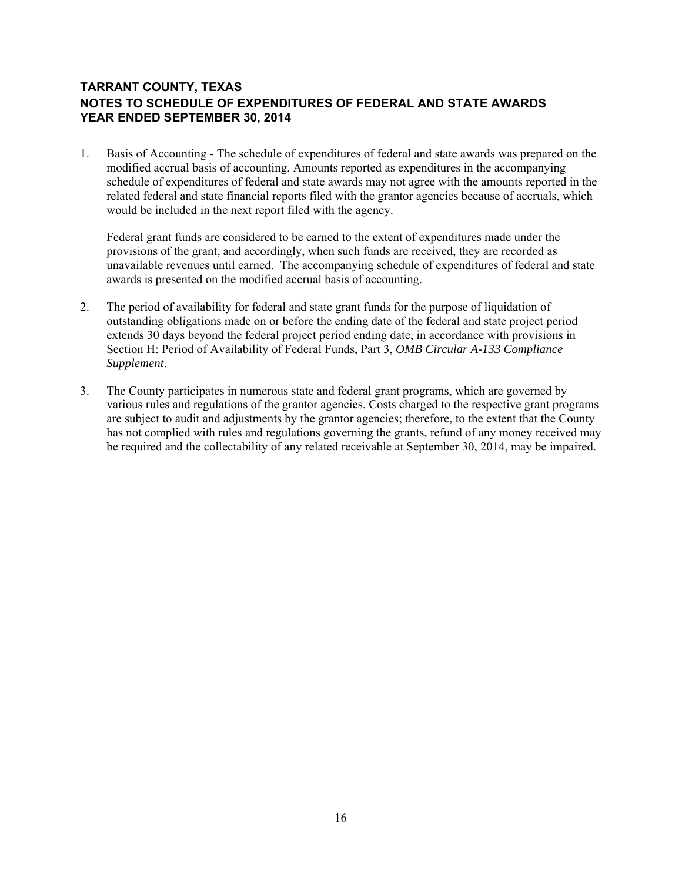**TARRANT COUNTY, TEXAS**
**NOTES TO SCHEDULE OF EXPENDITURES OF FEDERAL AND STATE AWARDS**
**YEAR ENDED SEPTEMBER 30, 2014**

1. Basis of Accounting - The schedule of expenditures of federal and state awards was prepared on the modified accrual basis of accounting. Amounts reported as expenditures in the accompanying schedule of expenditures of federal and state awards may not agree with the amounts reported in the related federal and state financial reports filed with the grantor agencies because of accruals, which would be included in the next report filed with the agency.

   Federal grant funds are considered to be earned to the extent of expenditures made under the provisions of the grant, and accordingly, when such funds are received, they are recorded as unavailable revenues until earned. The accompanying schedule of expenditures of federal and state awards is presented on the modified accrual basis of accounting.

2. The period of availability for federal and state grant funds for the purpose of liquidation of outstanding obligations made on or before the ending date of the federal and state project period extends 30 days beyond the federal project period ending date, in accordance with provisions in Section H: Period of Availability of Federal Funds, Part 3, *OMB Circular A-133 Compliance Supplement*.

3. The County participates in numerous state and federal grant programs, which are governed by various rules and regulations of the grantor agencies. Costs charged to the respective grant programs are subject to audit and adjustments by the grantor agencies; therefore, to the extent that the County has not complied with rules and regulations governing the grants, refund of any money received may be required and the collectability of any related receivable at September 30, 2014, may be impaired.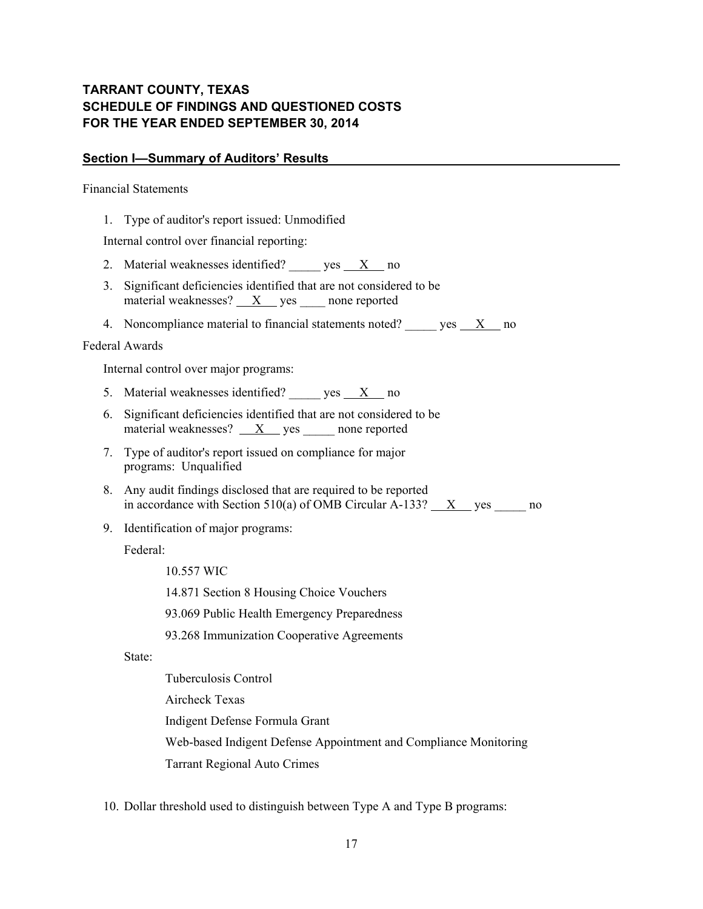**TARRANT COUNTY, TEXAS**
**SCHEDULE OF FINDINGS AND QUESTIONED COSTS**
**FOR THE YEAR ENDED SEPTEMBER 30, 2014**

## Section I—Summary of Auditors' Results

Financial Statements

1. Type of auditor's report issued: Unmodified

   Internal control over financial reporting:

2. Material weaknesses identified? _____ yes __X__ no
3. Significant deficiencies identified that are not considered to be material weaknesses? __X__ yes ____ none reported
4. Noncompliance material to financial statements noted? _____ yes __X__ no

Federal Awards

   Internal control over major programs:

5. Material weaknesses identified? _____ yes __X__ no
6. Significant deficiencies identified that are not considered to be material weaknesses? __X__ yes _____ none reported
7. Type of auditor's report issued on compliance for major programs: Unqualified
8. Any audit findings disclosed that are required to be reported in accordance with Section 510(a) of OMB Circular A-133? __X__ yes _____ no
9. Identification of major programs:

   Federal:

   - 10.557 WIC
   - 14.871 Section 8 Housing Choice Vouchers
   - 93.069 Public Health Emergency Preparedness
   - 93.268 Immunization Cooperative Agreements

   State:

   - Tuberculosis Control
   - Aircheck Texas
   - Indigent Defense Formula Grant
   - Web-based Indigent Defense Appointment and Compliance Monitoring
   - Tarrant Regional Auto Crimes

10. Dollar threshold used to distinguish between Type A and Type B programs: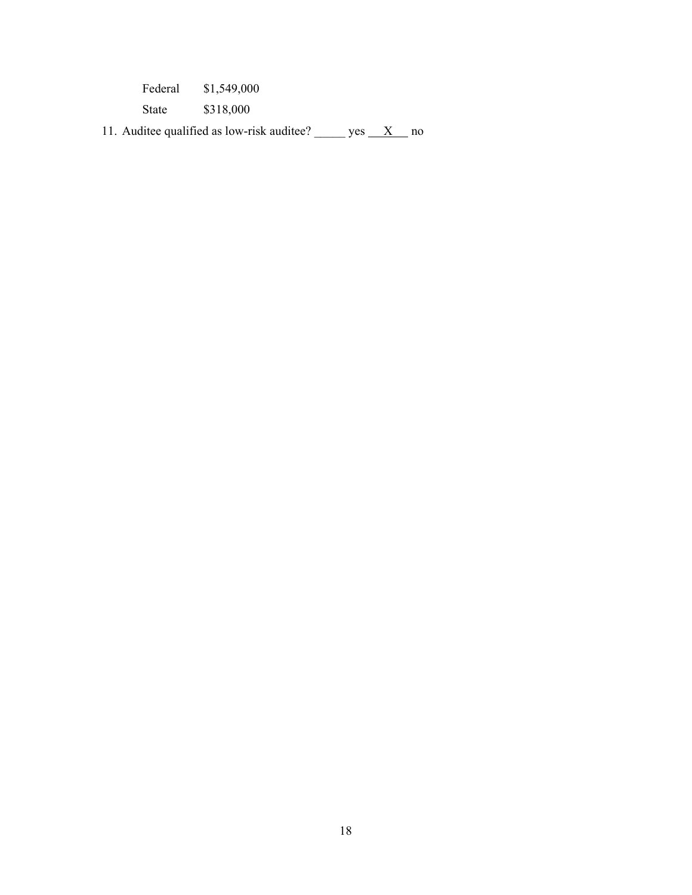Federal $1,549,000

State $318,000

11. Auditee qualified as low-risk auditee? _____ yes __X__ no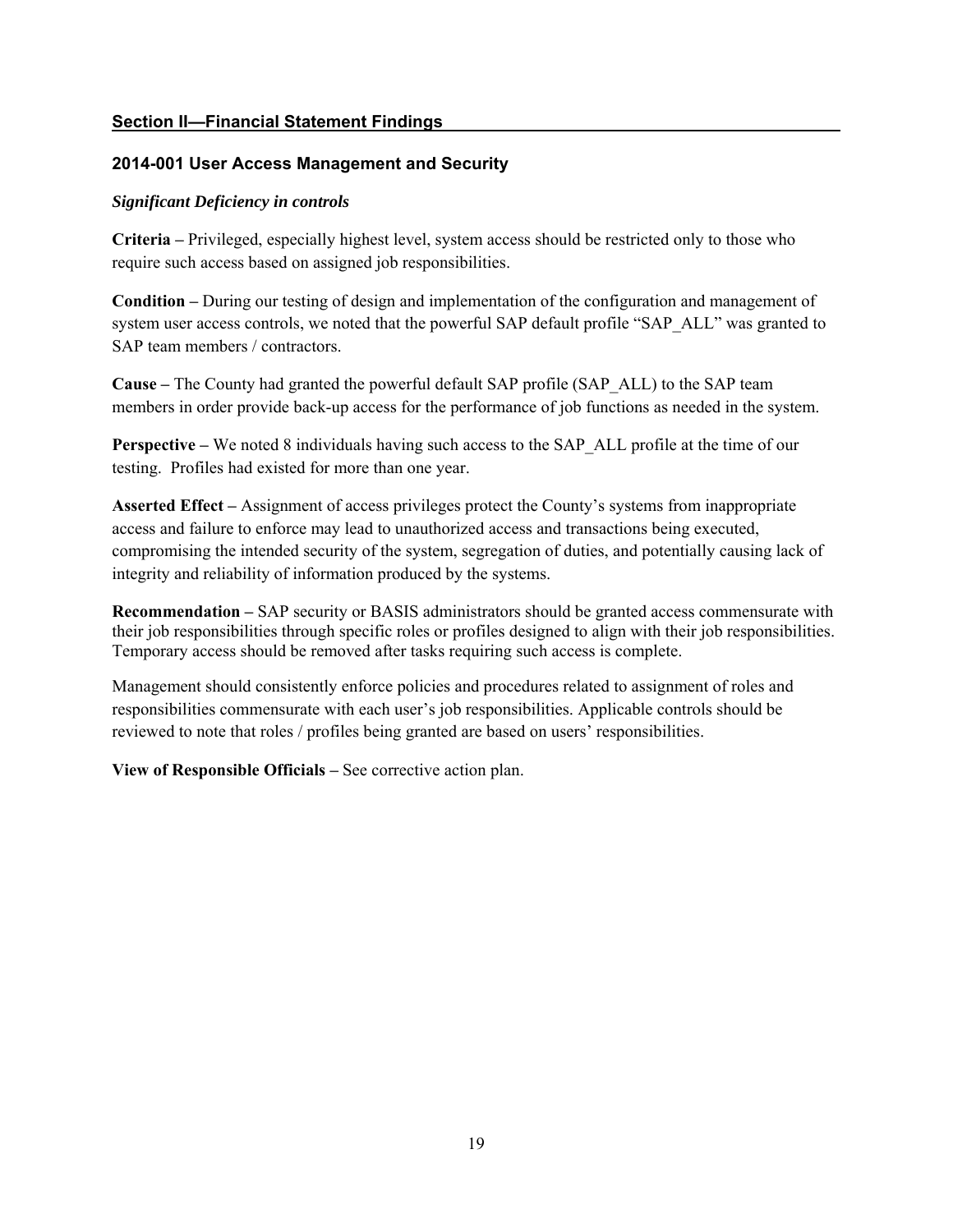## Section II—Financial Statement Findings

### 2014-001 User Access Management and Security

***Significant Deficiency in controls***

**Criteria –** Privileged, especially highest level, system access should be restricted only to those who require such access based on assigned job responsibilities.

**Condition –** During our testing of design and implementation of the configuration and management of system user access controls, we noted that the powerful SAP default profile "SAP_ALL" was granted to SAP team members / contractors.

**Cause –** The County had granted the powerful default SAP profile (SAP_ALL) to the SAP team members in order provide back-up access for the performance of job functions as needed in the system.

**Perspective –** We noted 8 individuals having such access to the SAP_ALL profile at the time of our testing. Profiles had existed for more than one year.

**Asserted Effect –** Assignment of access privileges protect the County's systems from inappropriate access and failure to enforce may lead to unauthorized access and transactions being executed, compromising the intended security of the system, segregation of duties, and potentially causing lack of integrity and reliability of information produced by the systems.

**Recommendation –** SAP security or BASIS administrators should be granted access commensurate with their job responsibilities through specific roles or profiles designed to align with their job responsibilities. Temporary access should be removed after tasks requiring such access is complete.

Management should consistently enforce policies and procedures related to assignment of roles and responsibilities commensurate with each user's job responsibilities. Applicable controls should be reviewed to note that roles / profiles being granted are based on users' responsibilities.

**View of Responsible Officials –** See corrective action plan.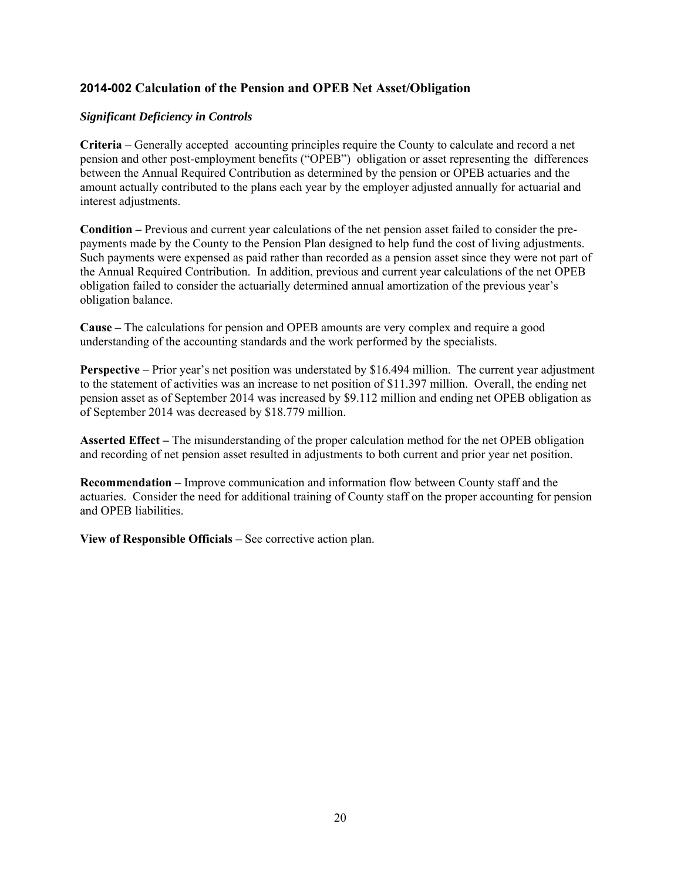## 2014-002 Calculation of the Pension and OPEB Net Asset/Obligation

***Significant Deficiency in Controls***

**Criteria –** Generally accepted accounting principles require the County to calculate and record a net pension and other post-employment benefits ("OPEB") obligation or asset representing the differences between the Annual Required Contribution as determined by the pension or OPEB actuaries and the amount actually contributed to the plans each year by the employer adjusted annually for actuarial and interest adjustments.

**Condition –** Previous and current year calculations of the net pension asset failed to consider the pre-payments made by the County to the Pension Plan designed to help fund the cost of living adjustments. Such payments were expensed as paid rather than recorded as a pension asset since they were not part of the Annual Required Contribution. In addition, previous and current year calculations of the net OPEB obligation failed to consider the actuarially determined annual amortization of the previous year's obligation balance.

**Cause –** The calculations for pension and OPEB amounts are very complex and require a good understanding of the accounting standards and the work performed by the specialists.

**Perspective –** Prior year's net position was understated by $16.494 million. The current year adjustment to the statement of activities was an increase to net position of $11.397 million. Overall, the ending net pension asset as of September 2014 was increased by $9.112 million and ending net OPEB obligation as of September 2014 was decreased by $18.779 million.

**Asserted Effect –** The misunderstanding of the proper calculation method for the net OPEB obligation and recording of net pension asset resulted in adjustments to both current and prior year net position.

**Recommendation –** Improve communication and information flow between County staff and the actuaries. Consider the need for additional training of County staff on the proper accounting for pension and OPEB liabilities.

**View of Responsible Officials –** See corrective action plan.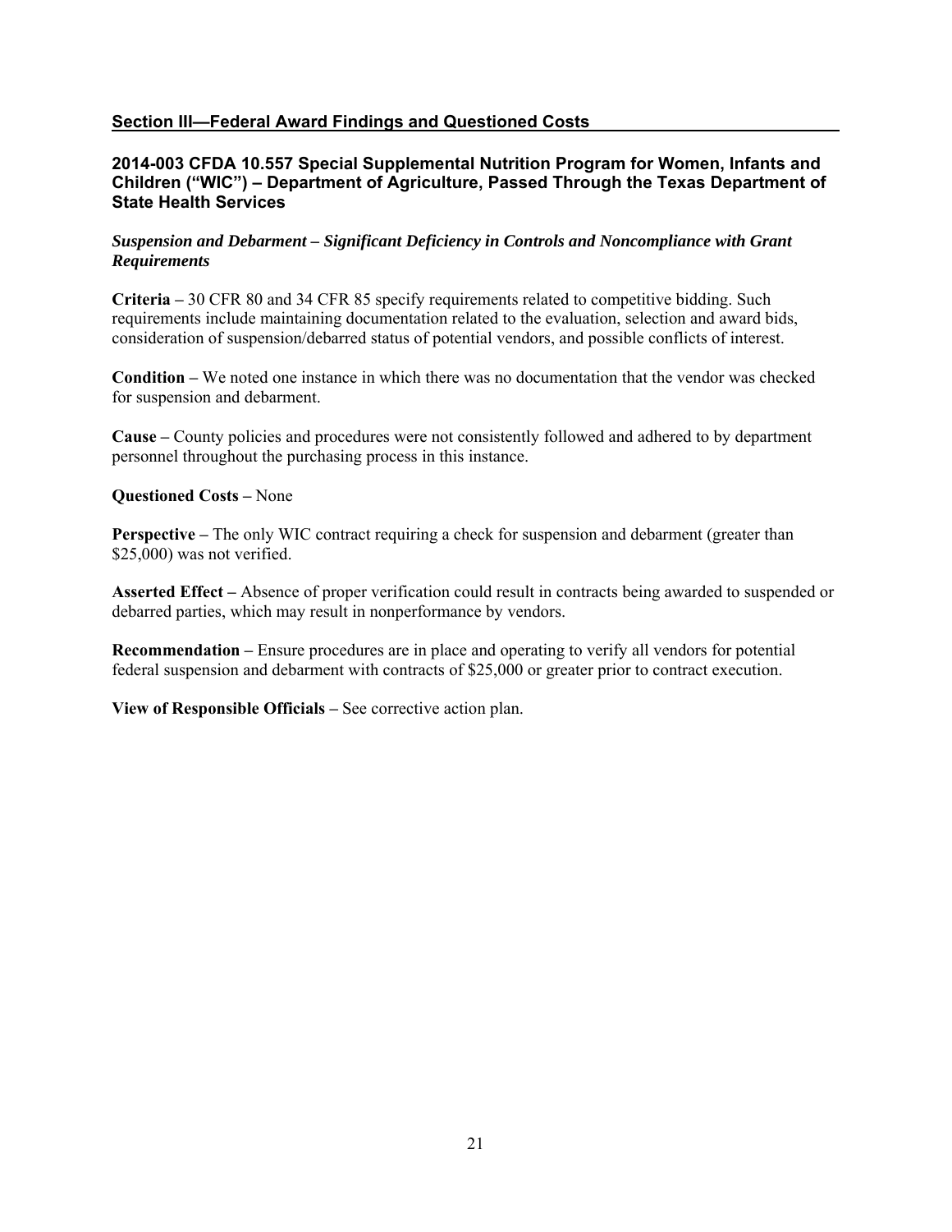## Section III—Federal Award Findings and Questioned Costs

### 2014-003 CFDA 10.557 Special Supplemental Nutrition Program for Women, Infants and Children ("WIC") – Department of Agriculture, Passed Through the Texas Department of State Health Services

***Suspension and Debarment – Significant Deficiency in Controls and Noncompliance with Grant Requirements***

**Criteria –** 30 CFR 80 and 34 CFR 85 specify requirements related to competitive bidding. Such requirements include maintaining documentation related to the evaluation, selection and award bids, consideration of suspension/debarred status of potential vendors, and possible conflicts of interest.

**Condition –** We noted one instance in which there was no documentation that the vendor was checked for suspension and debarment.

**Cause –** County policies and procedures were not consistently followed and adhered to by department personnel throughout the purchasing process in this instance.

**Questioned Costs –** None

**Perspective –** The only WIC contract requiring a check for suspension and debarment (greater than $25,000) was not verified.

**Asserted Effect –** Absence of proper verification could result in contracts being awarded to suspended or debarred parties, which may result in nonperformance by vendors.

**Recommendation –** Ensure procedures are in place and operating to verify all vendors for potential federal suspension and debarment with contracts of $25,000 or greater prior to contract execution.

**View of Responsible Officials –** See corrective action plan.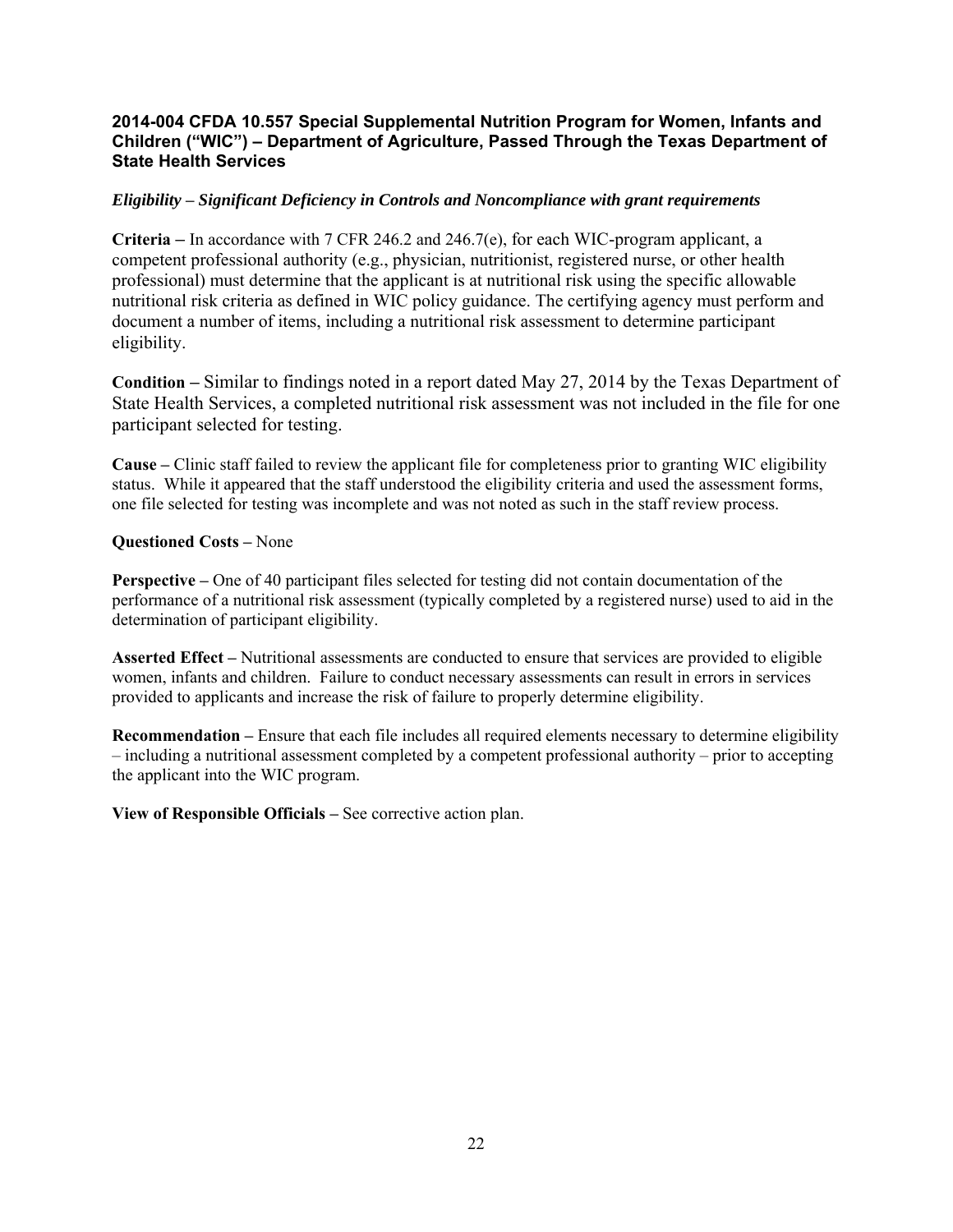### 2014-004 CFDA 10.557 Special Supplemental Nutrition Program for Women, Infants and Children ("WIC") – Department of Agriculture, Passed Through the Texas Department of State Health Services

***Eligibility – Significant Deficiency in Controls and Noncompliance with grant requirements***

**Criteria –** In accordance with 7 CFR 246.2 and 246.7(e), for each WIC-program applicant, a competent professional authority (e.g., physician, nutritionist, registered nurse, or other health professional) must determine that the applicant is at nutritional risk using the specific allowable nutritional risk criteria as defined in WIC policy guidance. The certifying agency must perform and document a number of items, including a nutritional risk assessment to determine participant eligibility.

**Condition –** Similar to findings noted in a report dated May 27, 2014 by the Texas Department of State Health Services, a completed nutritional risk assessment was not included in the file for one participant selected for testing.

**Cause –** Clinic staff failed to review the applicant file for completeness prior to granting WIC eligibility status. While it appeared that the staff understood the eligibility criteria and used the assessment forms, one file selected for testing was incomplete and was not noted as such in the staff review process.

**Questioned Costs –** None

**Perspective –** One of 40 participant files selected for testing did not contain documentation of the performance of a nutritional risk assessment (typically completed by a registered nurse) used to aid in the determination of participant eligibility.

**Asserted Effect –** Nutritional assessments are conducted to ensure that services are provided to eligible women, infants and children. Failure to conduct necessary assessments can result in errors in services provided to applicants and increase the risk of failure to properly determine eligibility.

**Recommendation –** Ensure that each file includes all required elements necessary to determine eligibility – including a nutritional assessment completed by a competent professional authority – prior to accepting the applicant into the WIC program.

**View of Responsible Officials –** See corrective action plan.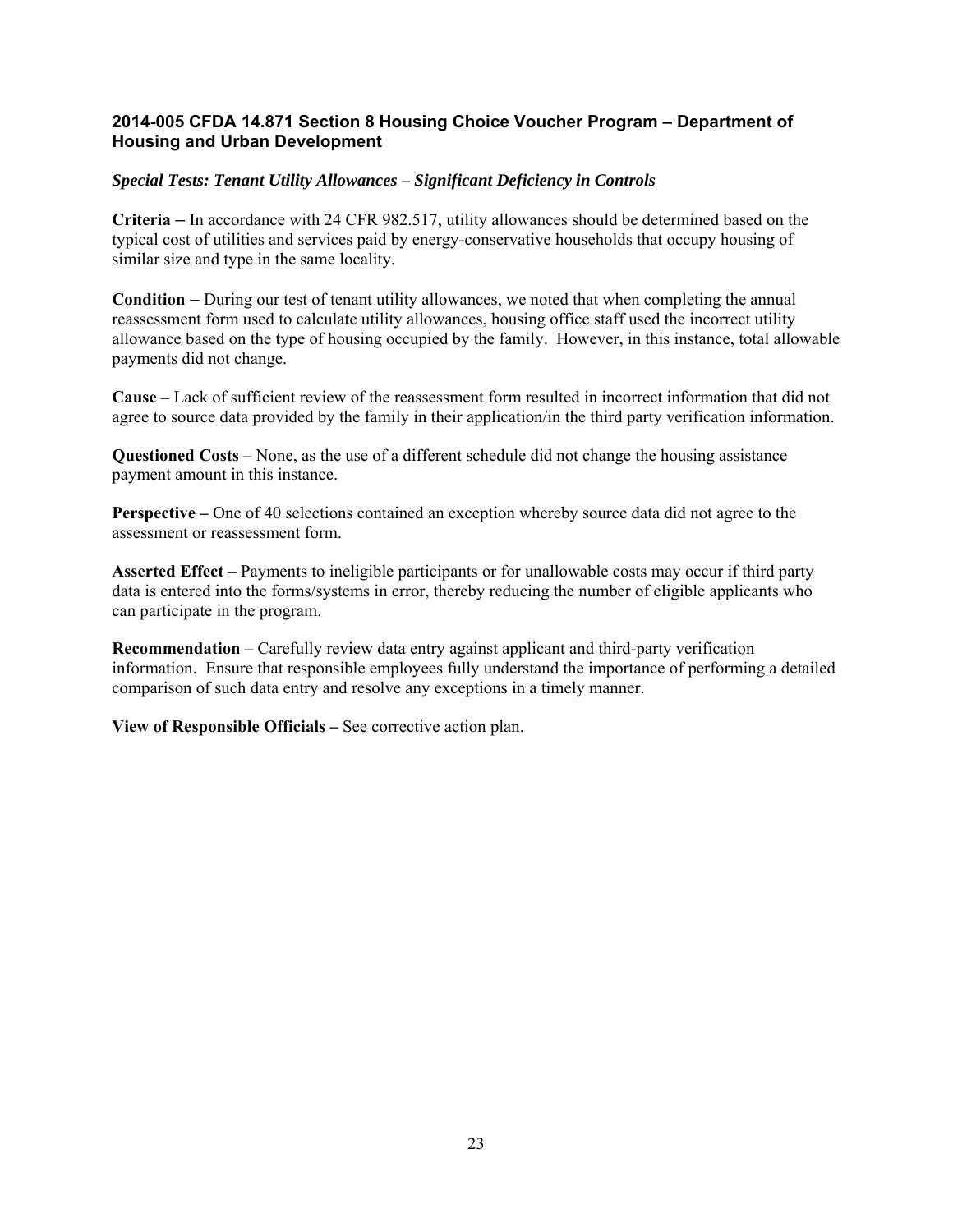### 2014-005 CFDA 14.871 Section 8 Housing Choice Voucher Program – Department of Housing and Urban Development

***Special Tests: Tenant Utility Allowances – Significant Deficiency in Controls***

**Criteria –** In accordance with 24 CFR 982.517, utility allowances should be determined based on the typical cost of utilities and services paid by energy-conservative households that occupy housing of similar size and type in the same locality.

**Condition –** During our test of tenant utility allowances, we noted that when completing the annual reassessment form used to calculate utility allowances, housing office staff used the incorrect utility allowance based on the type of housing occupied by the family. However, in this instance, total allowable payments did not change.

**Cause –** Lack of sufficient review of the reassessment form resulted in incorrect information that did not agree to source data provided by the family in their application/in the third party verification information.

**Questioned Costs –** None, as the use of a different schedule did not change the housing assistance payment amount in this instance.

**Perspective –** One of 40 selections contained an exception whereby source data did not agree to the assessment or reassessment form.

**Asserted Effect –** Payments to ineligible participants or for unallowable costs may occur if third party data is entered into the forms/systems in error, thereby reducing the number of eligible applicants who can participate in the program.

**Recommendation –** Carefully review data entry against applicant and third-party verification information. Ensure that responsible employees fully understand the importance of performing a detailed comparison of such data entry and resolve any exceptions in a timely manner.

**View of Responsible Officials –** See corrective action plan.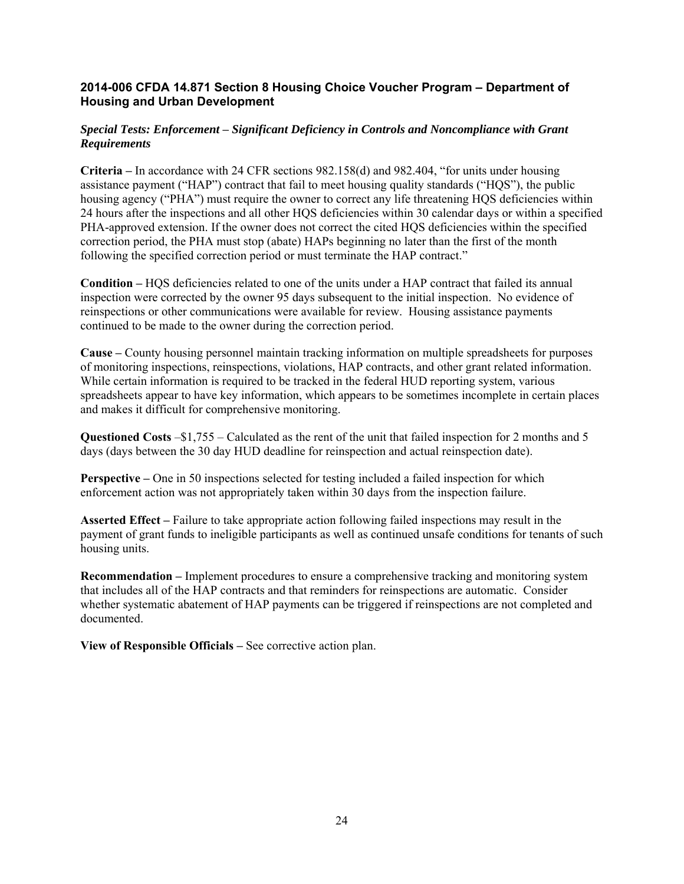### 2014-006 CFDA 14.871 Section 8 Housing Choice Voucher Program – Department of Housing and Urban Development

***Special Tests: Enforcement – Significant Deficiency in Controls and Noncompliance with Grant Requirements***

**Criteria –** In accordance with 24 CFR sections 982.158(d) and 982.404, "for units under housing assistance payment ("HAP") contract that fail to meet housing quality standards ("HQS"), the public housing agency ("PHA") must require the owner to correct any life threatening HQS deficiencies within 24 hours after the inspections and all other HQS deficiencies within 30 calendar days or within a specified PHA-approved extension. If the owner does not correct the cited HQS deficiencies within the specified correction period, the PHA must stop (abate) HAPs beginning no later than the first of the month following the specified correction period or must terminate the HAP contract."

**Condition –** HQS deficiencies related to one of the units under a HAP contract that failed its annual inspection were corrected by the owner 95 days subsequent to the initial inspection. No evidence of reinspections or other communications were available for review. Housing assistance payments continued to be made to the owner during the correction period.

**Cause –** County housing personnel maintain tracking information on multiple spreadsheets for purposes of monitoring inspections, reinspections, violations, HAP contracts, and other grant related information. While certain information is required to be tracked in the federal HUD reporting system, various spreadsheets appear to have key information, which appears to be sometimes incomplete in certain places and makes it difficult for comprehensive monitoring.

**Questioned Costs** –$1,755 – Calculated as the rent of the unit that failed inspection for 2 months and 5 days (days between the 30 day HUD deadline for reinspection and actual reinspection date).

**Perspective –** One in 50 inspections selected for testing included a failed inspection for which enforcement action was not appropriately taken within 30 days from the inspection failure.

**Asserted Effect –** Failure to take appropriate action following failed inspections may result in the payment of grant funds to ineligible participants as well as continued unsafe conditions for tenants of such housing units.

**Recommendation –** Implement procedures to ensure a comprehensive tracking and monitoring system that includes all of the HAP contracts and that reminders for reinspections are automatic. Consider whether systematic abatement of HAP payments can be triggered if reinspections are not completed and documented.

**View of Responsible Officials –** See corrective action plan.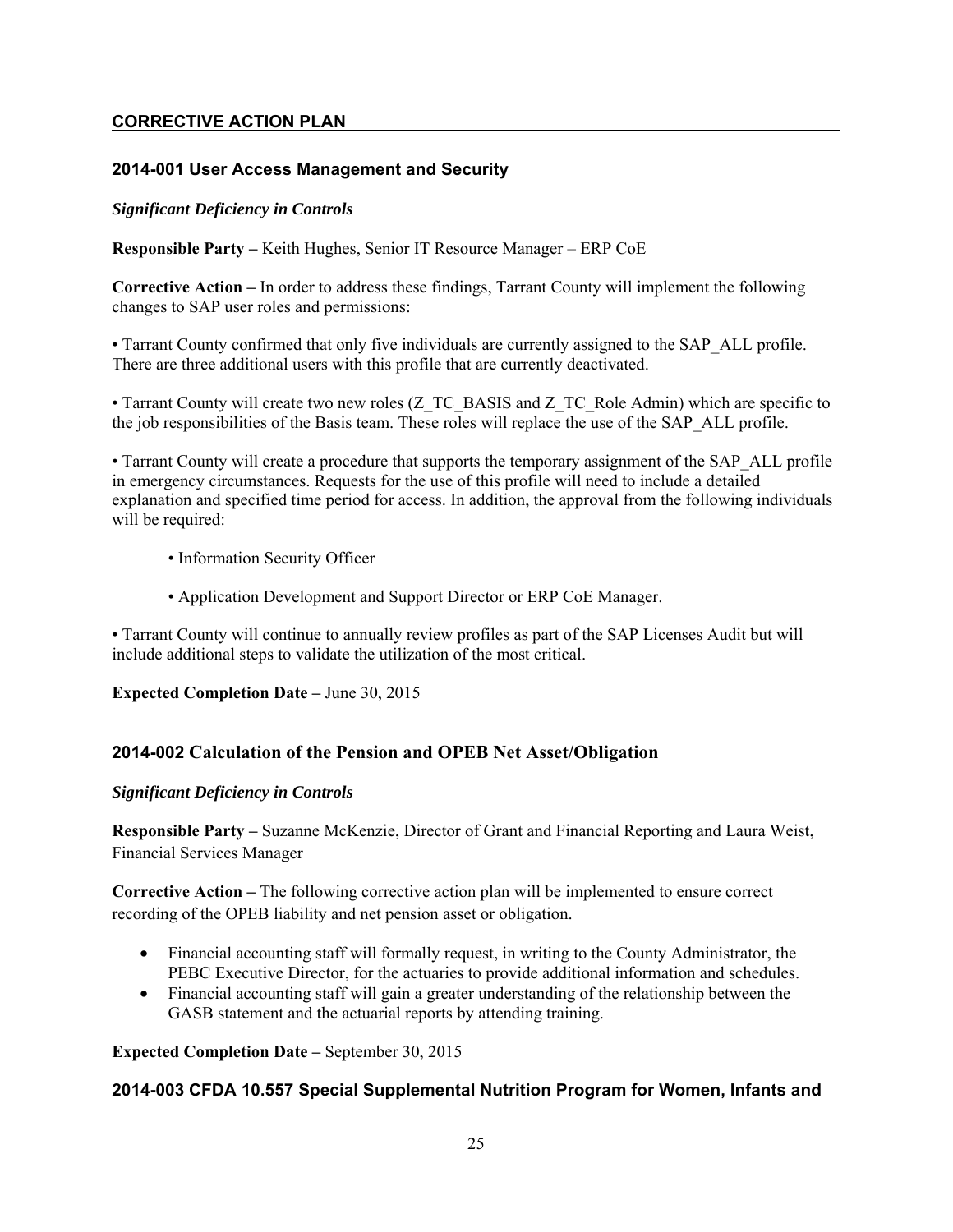## CORRECTIVE ACTION PLAN

### 2014-001 User Access Management and Security

***Significant Deficiency in Controls***

**Responsible Party –** Keith Hughes, Senior IT Resource Manager – ERP CoE

**Corrective Action –** In order to address these findings, Tarrant County will implement the following changes to SAP user roles and permissions:

• Tarrant County confirmed that only five individuals are currently assigned to the SAP_ALL profile. There are three additional users with this profile that are currently deactivated.

• Tarrant County will create two new roles (Z_TC_BASIS and Z_TC_Role Admin) which are specific to the job responsibilities of the Basis team. These roles will replace the use of the SAP_ALL profile.

• Tarrant County will create a procedure that supports the temporary assignment of the SAP_ALL profile in emergency circumstances. Requests for the use of this profile will need to include a detailed explanation and specified time period for access. In addition, the approval from the following individuals will be required:

- Information Security Officer
- Application Development and Support Director or ERP CoE Manager.

• Tarrant County will continue to annually review profiles as part of the SAP Licenses Audit but will include additional steps to validate the utilization of the most critical.

**Expected Completion Date –** June 30, 2015

### 2014-002 Calculation of the Pension and OPEB Net Asset/Obligation

***Significant Deficiency in Controls***

**Responsible Party –** Suzanne McKenzie, Director of Grant and Financial Reporting and Laura Weist, Financial Services Manager

**Corrective Action –** The following corrective action plan will be implemented to ensure correct recording of the OPEB liability and net pension asset or obligation.

- Financial accounting staff will formally request, in writing to the County Administrator, the PEBC Executive Director, for the actuaries to provide additional information and schedules.
- Financial accounting staff will gain a greater understanding of the relationship between the GASB statement and the actuarial reports by attending training.

**Expected Completion Date –** September 30, 2015

### 2014-003 CFDA 10.557 Special Supplemental Nutrition Program for Women, Infants and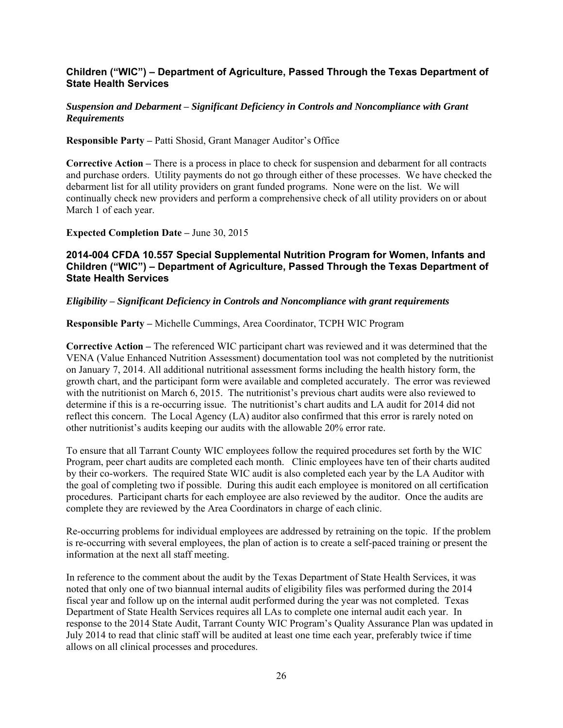### Children ("WIC") – Department of Agriculture, Passed Through the Texas Department of State Health Services

***Suspension and Debarment – Significant Deficiency in Controls and Noncompliance with Grant Requirements***

**Responsible Party –** Patti Shosid, Grant Manager Auditor's Office

**Corrective Action –** There is a process in place to check for suspension and debarment for all contracts and purchase orders. Utility payments do not go through either of these processes. We have checked the debarment list for all utility providers on grant funded programs. None were on the list. We will continually check new providers and perform a comprehensive check of all utility providers on or about March 1 of each year.

**Expected Completion Date –** June 30, 2015

### 2014-004 CFDA 10.557 Special Supplemental Nutrition Program for Women, Infants and Children ("WIC") – Department of Agriculture, Passed Through the Texas Department of State Health Services

***Eligibility – Significant Deficiency in Controls and Noncompliance with grant requirements***

**Responsible Party –** Michelle Cummings, Area Coordinator, TCPH WIC Program

**Corrective Action –** The referenced WIC participant chart was reviewed and it was determined that the VENA (Value Enhanced Nutrition Assessment) documentation tool was not completed by the nutritionist on January 7, 2014. All additional nutritional assessment forms including the health history form, the growth chart, and the participant form were available and completed accurately. The error was reviewed with the nutritionist on March 6, 2015. The nutritionist's previous chart audits were also reviewed to determine if this is a re-occurring issue. The nutritionist's chart audits and LA audit for 2014 did not reflect this concern. The Local Agency (LA) auditor also confirmed that this error is rarely noted on other nutritionist's audits keeping our audits with the allowable 20% error rate.

To ensure that all Tarrant County WIC employees follow the required procedures set forth by the WIC Program, peer chart audits are completed each month. Clinic employees have ten of their charts audited by their co-workers. The required State WIC audit is also completed each year by the LA Auditor with the goal of completing two if possible. During this audit each employee is monitored on all certification procedures. Participant charts for each employee are also reviewed by the auditor. Once the audits are complete they are reviewed by the Area Coordinators in charge of each clinic.

Re-occurring problems for individual employees are addressed by retraining on the topic. If the problem is re-occurring with several employees, the plan of action is to create a self-paced training or present the information at the next all staff meeting.

In reference to the comment about the audit by the Texas Department of State Health Services, it was noted that only one of two biannual internal audits of eligibility files was performed during the 2014 fiscal year and follow up on the internal audit performed during the year was not completed. Texas Department of State Health Services requires all LAs to complete one internal audit each year. In response to the 2014 State Audit, Tarrant County WIC Program's Quality Assurance Plan was updated in July 2014 to read that clinic staff will be audited at least one time each year, preferably twice if time allows on all clinical processes and procedures.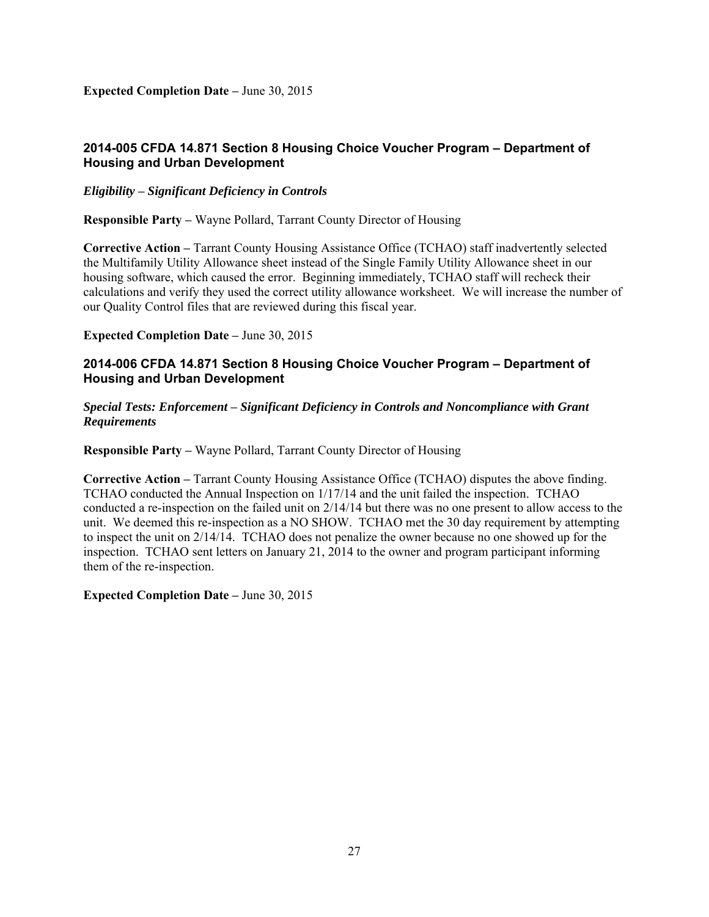**Expected Completion Date –** June 30, 2015

### 2014-005 CFDA 14.871 Section 8 Housing Choice Voucher Program – Department of Housing and Urban Development

***Eligibility – Significant Deficiency in Controls***

**Responsible Party –** Wayne Pollard, Tarrant County Director of Housing

**Corrective Action –** Tarrant County Housing Assistance Office (TCHAO) staff inadvertently selected the Multifamily Utility Allowance sheet instead of the Single Family Utility Allowance sheet in our housing software, which caused the error. Beginning immediately, TCHAO staff will recheck their calculations and verify they used the correct utility allowance worksheet. We will increase the number of our Quality Control files that are reviewed during this fiscal year.

**Expected Completion Date –** June 30, 2015

### 2014-006 CFDA 14.871 Section 8 Housing Choice Voucher Program – Department of Housing and Urban Development

***Special Tests: Enforcement – Significant Deficiency in Controls and Noncompliance with Grant Requirements***

**Responsible Party –** Wayne Pollard, Tarrant County Director of Housing

**Corrective Action –** Tarrant County Housing Assistance Office (TCHAO) disputes the above finding. TCHAO conducted the Annual Inspection on 1/17/14 and the unit failed the inspection. TCHAO conducted a re-inspection on the failed unit on 2/14/14 but there was no one present to allow access to the unit. We deemed this re-inspection as a NO SHOW. TCHAO met the 30 day requirement by attempting to inspect the unit on 2/14/14. TCHAO does not penalize the owner because no one showed up for the inspection. TCHAO sent letters on January 21, 2014 to the owner and program participant informing them of the re-inspection.

**Expected Completion Date –** June 30, 2015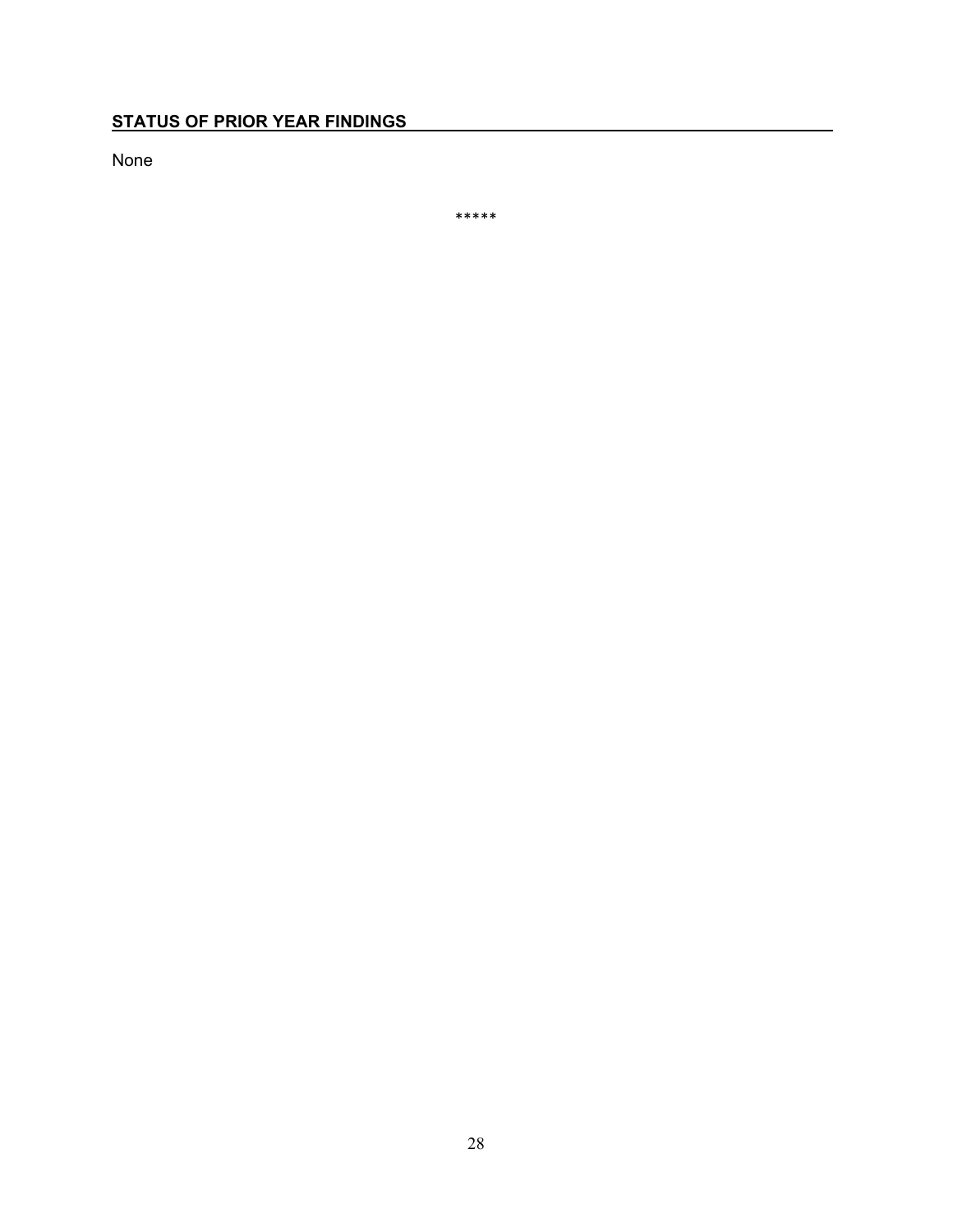## STATUS OF PRIOR YEAR FINDINGS

None

*****